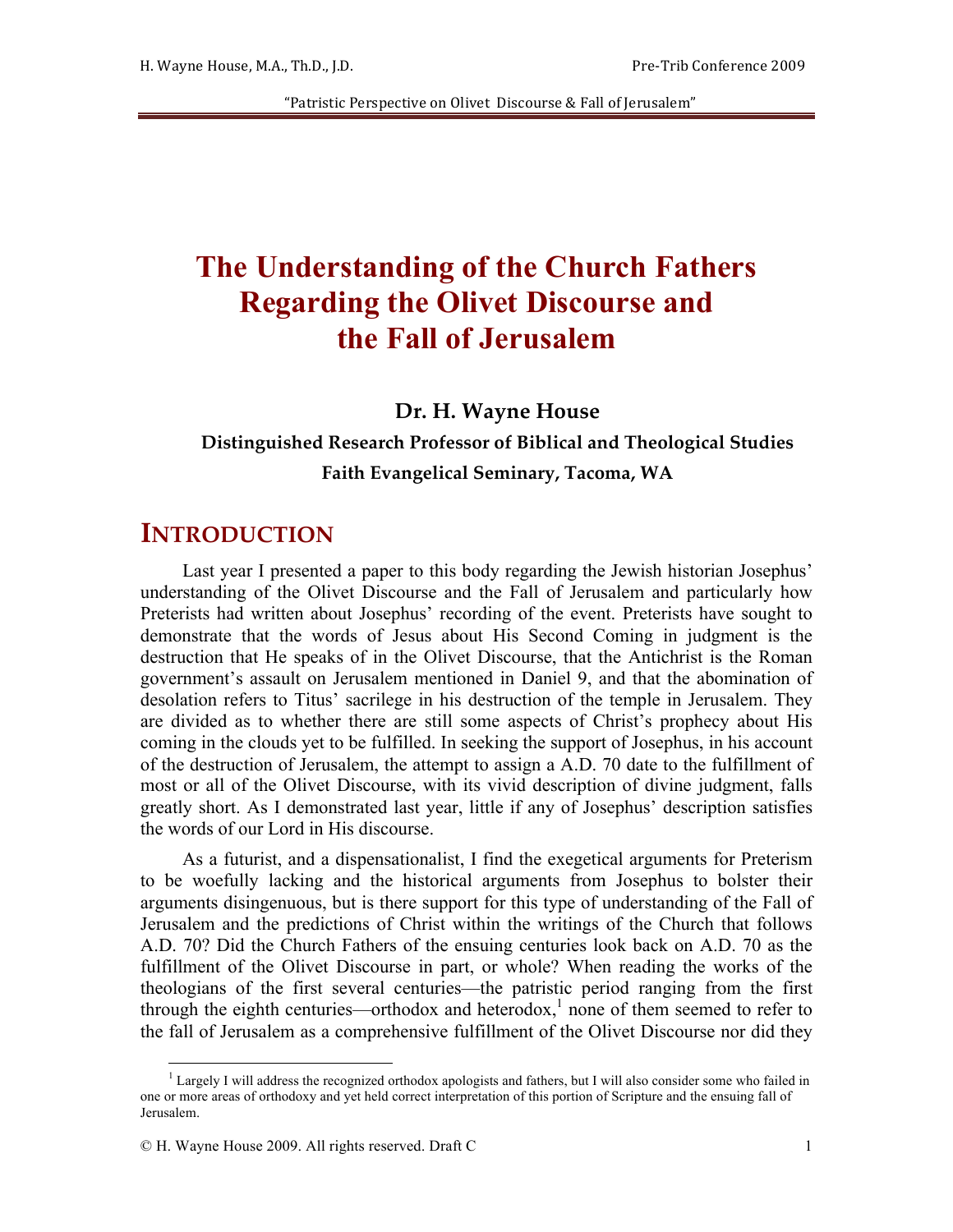# The Understanding of the Church Fathers Regarding the Olivet Discourse and the Fall of Jerusalem

**Dr. H. Wayne House**

**Distinguished Research Professor of Biblical and Theological Studies**

**Faith Evangelical Seminary, Tacoma, WA**

## INTRODUCTION

Last year I presented a paper to this body regarding the Jewish historian Josephus' understanding of the Olivet Discourse and the Fall of Jerusalem and particularly how Preterists had written about Josephus' recording of the event. Preterists have sought to demonstrate that the words of Jesus about His Second Coming in judgment is the destruction that He speaks of in the Olivet Discourse, that the Antichrist is the Roman government's assault on Jerusalem mentioned in Daniel 9, and that the abomination of desolation refers to Titus' sacrilege in his destruction of the temple in Jerusalem. They are divided as to whether there are still some aspects of Christ's prophecy about His coming in the clouds yet to be fulfilled. In seeking the support of Josephus, in his account of the destruction of Jerusalem, the attempt to assign a A.D. 70 date to the fulfillment of most or all of the Olivet Discourse, with its vivid description of divine judgment, falls greatly short. As I demonstrated last year, little if any of Josephus' description satisfies the words of our Lord in His discourse.

As a futurist, and a dispensationalist, I find the exegetical arguments for Preterism to be woefully lacking and the historical arguments from Josephus to bolster their arguments disingenuous, but is there support for this type of understanding of the Fall of Jerusalem and the predictions of Christ within the writings of the Church that follows A.D. 70? Did the Church Fathers of the ensuing centuries look back on A.D. 70 as the fulfillment of the Olivet Discourse in part, or whole? When reading the works of the theologians of the first several centuries—the patristic period ranging from the first through the eighth centuries—orthodox and heterodox,[1] none of them seemed to refer to the fall of Jerusalem as a comprehensive fulfillment of the Olivet Discourse nor did they

[1] Largely I will address the recognized orthodox apologists and fathers, but I will also consider some who failed in one or more areas of orthodoxy and yet held correct interpretation of this portion of Scripture and the ensuing fall of Jerusalem.

© H. Wayne House 2009. All rights reserved. Draft C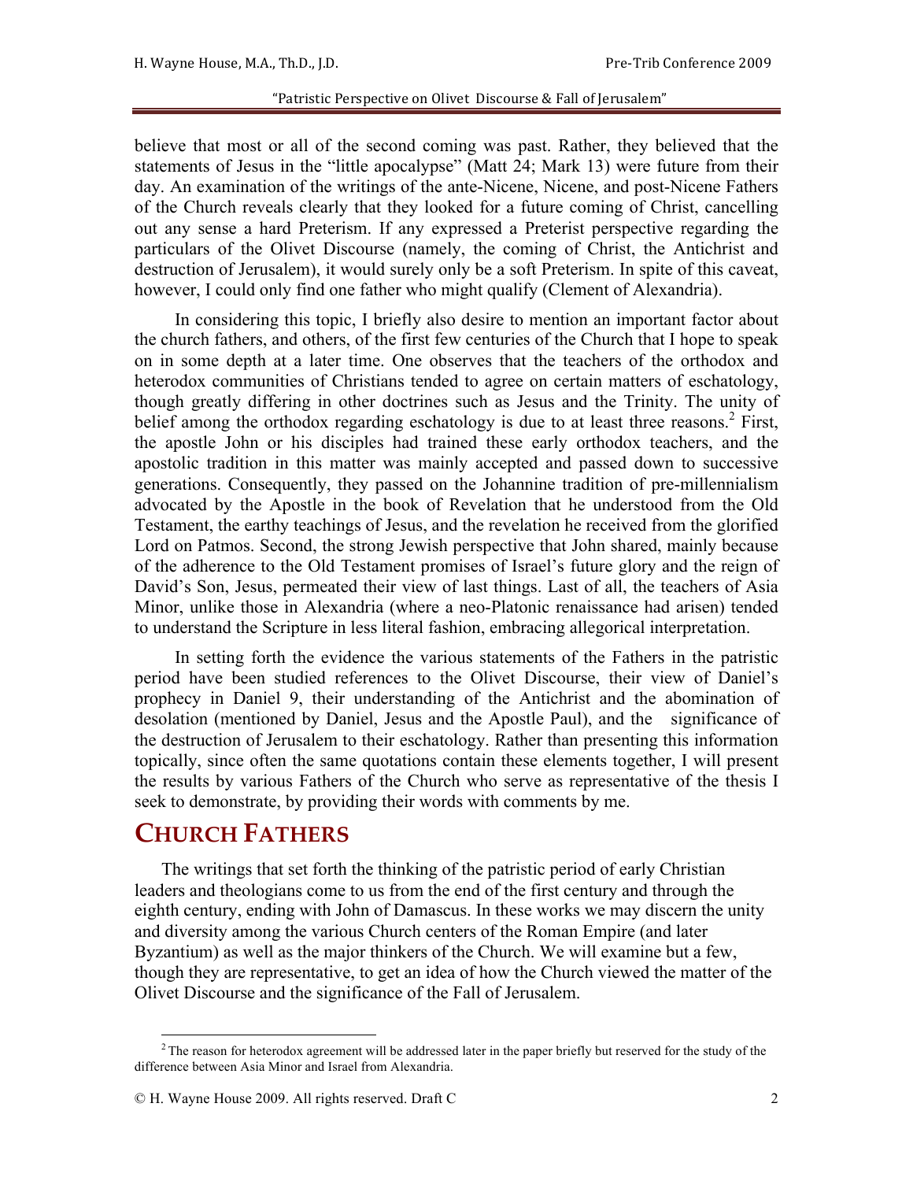believe that most or all of the second coming was past. Rather, they believed that the statements of Jesus in the "little apocalypse" (Matt 24; Mark 13) were future from their day. An examination of the writings of the ante-Nicene, Nicene, and post-Nicene Fathers of the Church reveals clearly that they looked for a future coming of Christ, cancelling out any sense a hard Preterism. If any expressed a Preterist perspective regarding the particulars of the Olivet Discourse (namely, the coming of Christ, the Antichrist and destruction of Jerusalem), it would surely only be a soft Preterism. In spite of this caveat, however, I could only find one father who might qualify (Clement of Alexandria).

In considering this topic, I briefly also desire to mention an important factor about the church fathers, and others, of the first few centuries of the Church that I hope to speak on in some depth at a later time. One observes that the teachers of the orthodox and heterodox communities of Christians tended to agree on certain matters of eschatology, though greatly differing in other doctrines such as Jesus and the Trinity. The unity of belief among the orthodox regarding eschatology is due to at least three reasons.[2] First, the apostle John or his disciples had trained these early orthodox teachers, and the apostolic tradition in this matter was mainly accepted and passed down to successive generations. Consequently, they passed on the Johannine tradition of pre-millennialism advocated by the Apostle in the book of Revelation that he understood from the Old Testament, the earthy teachings of Jesus, and the revelation he received from the glorified Lord on Patmos. Second, the strong Jewish perspective that John shared, mainly because of the adherence to the Old Testament promises of Israel's future glory and the reign of David's Son, Jesus, permeated their view of last things. Last of all, the teachers of Asia Minor, unlike those in Alexandria (where a neo-Platonic renaissance had arisen) tended to understand the Scripture in less literal fashion, embracing allegorical interpretation.

In setting forth the evidence the various statements of the Fathers in the patristic period have been studied references to the Olivet Discourse, their view of Daniel's prophecy in Daniel 9, their understanding of the Antichrist and the abomination of desolation (mentioned by Daniel, Jesus and the Apostle Paul), and the significance of the destruction of Jerusalem to their eschatology. Rather than presenting this information topically, since often the same quotations contain these elements together, I will present the results by various Fathers of the Church who serve as representative of the thesis I seek to demonstrate, by providing their words with comments by me.

# CHURCH FATHERS

The writings that set forth the thinking of the patristic period of early Christian leaders and theologians come to us from the end of the first century and through the eighth century, ending with John of Damascus. In these works we may discern the unity and diversity among the various Church centers of the Roman Empire (and later Byzantium) as well as the major thinkers of the Church. We will examine but a few, though they are representative, to get an idea of how the Church viewed the matter of the Olivet Discourse and the significance of the Fall of Jerusalem.

[2] The reason for heterodox agreement will be addressed later in the paper briefly but reserved for the study of the difference between Asia Minor and Israel from Alexandria.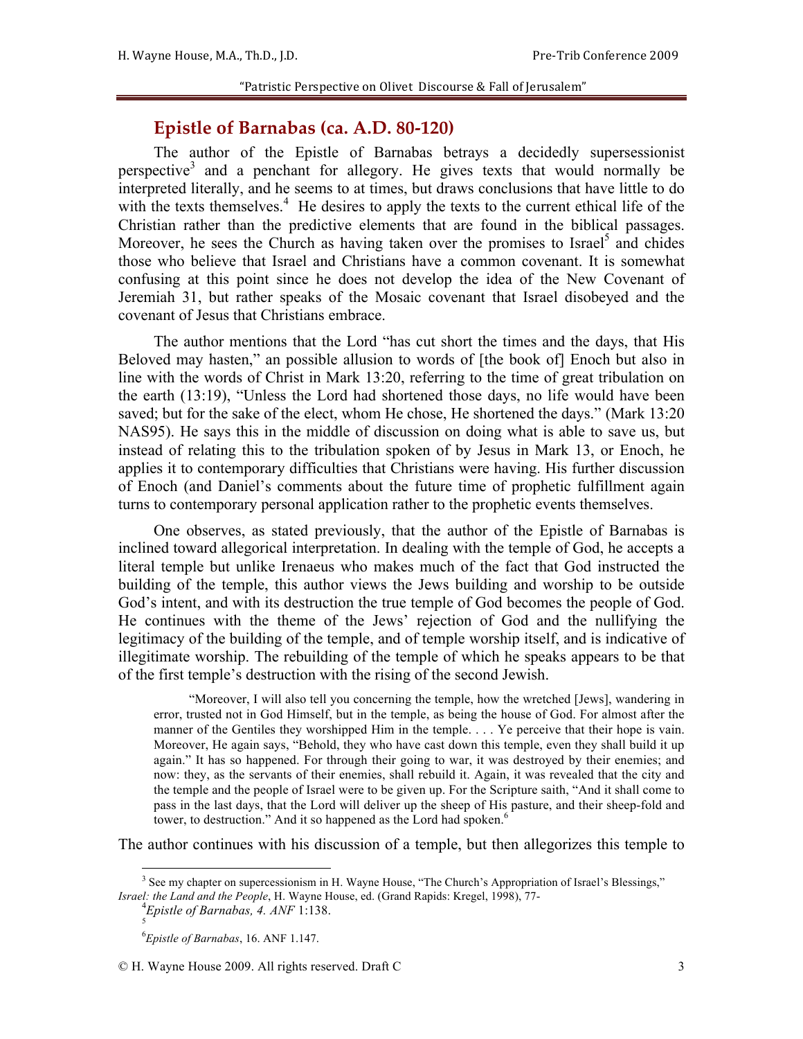## Epistle of Barnabas (ca. A.D. 80-120)

The author of the Epistle of Barnabas betrays a decidedly supersessionist perspective[3] and a penchant for allegory. He gives texts that would normally be interpreted literally, and he seems to at times, but draws conclusions that have little to do with the texts themselves.[4] He desires to apply the texts to the current ethical life of the Christian rather than the predictive elements that are found in the biblical passages. Moreover, he sees the Church as having taken over the promises to Israel[5] and chides those who believe that Israel and Christians have a common covenant. It is somewhat confusing at this point since he does not develop the idea of the New Covenant of Jeremiah 31, but rather speaks of the Mosaic covenant that Israel disobeyed and the covenant of Jesus that Christians embrace.

The author mentions that the Lord "has cut short the times and the days, that His Beloved may hasten," an possible allusion to words of [the book of] Enoch but also in line with the words of Christ in Mark 13:20, referring to the time of great tribulation on the earth (13:19), "Unless the Lord had shortened those days, no life would have been saved; but for the sake of the elect, whom He chose, He shortened the days." (Mark 13:20 NAS95). He says this in the middle of discussion on doing what is able to save us, but instead of relating this to the tribulation spoken of by Jesus in Mark 13, or Enoch, he applies it to contemporary difficulties that Christians were having. His further discussion of Enoch (and Daniel's comments about the future time of prophetic fulfillment again turns to contemporary personal application rather to the prophetic events themselves.

One observes, as stated previously, that the author of the Epistle of Barnabas is inclined toward allegorical interpretation. In dealing with the temple of God, he accepts a literal temple but unlike Irenaeus who makes much of the fact that God instructed the building of the temple, this author views the Jews building and worship to be outside God's intent, and with its destruction the true temple of God becomes the people of God. He continues with the theme of the Jews' rejection of God and the nullifying the legitimacy of the building of the temple, and of temple worship itself, and is indicative of illegitimate worship. The rebuilding of the temple of which he speaks appears to be that of the first temple's destruction with the rising of the second Jewish.

> "Moreover, I will also tell you concerning the temple, how the wretched [Jews], wandering in error, trusted not in God Himself, but in the temple, as being the house of God. For almost after the manner of the Gentiles they worshipped Him in the temple. . . . Ye perceive that their hope is vain. Moreover, He again says, "Behold, they who have cast down this temple, even they shall build it up again." It has so happened. For through their going to war, it was destroyed by their enemies; and now: they, as the servants of their enemies, shall rebuild it. Again, it was revealed that the city and the temple and the people of Israel were to be given up. For the Scripture saith, "And it shall come to pass in the last days, that the Lord will deliver up the sheep of His pasture, and their sheep-fold and tower, to destruction." And it so happened as the Lord had spoken.[6]

The author continues with his discussion of a temple, but then allegorizes this temple to

---

[3] See my chapter on supercessionism in H. Wayne House, "The Church's Appropriation of Israel's Blessings," *Israel: the Land and the People*, H. Wayne House, ed. (Grand Rapids: Kregel, 1998), 77-

[4] *Epistle of Barnabas, 4. ANF* 1:138.

[5]

[6] *Epistle of Barnabas*, 16. ANF 1.147.

© H. Wayne House 2009. All rights reserved. Draft C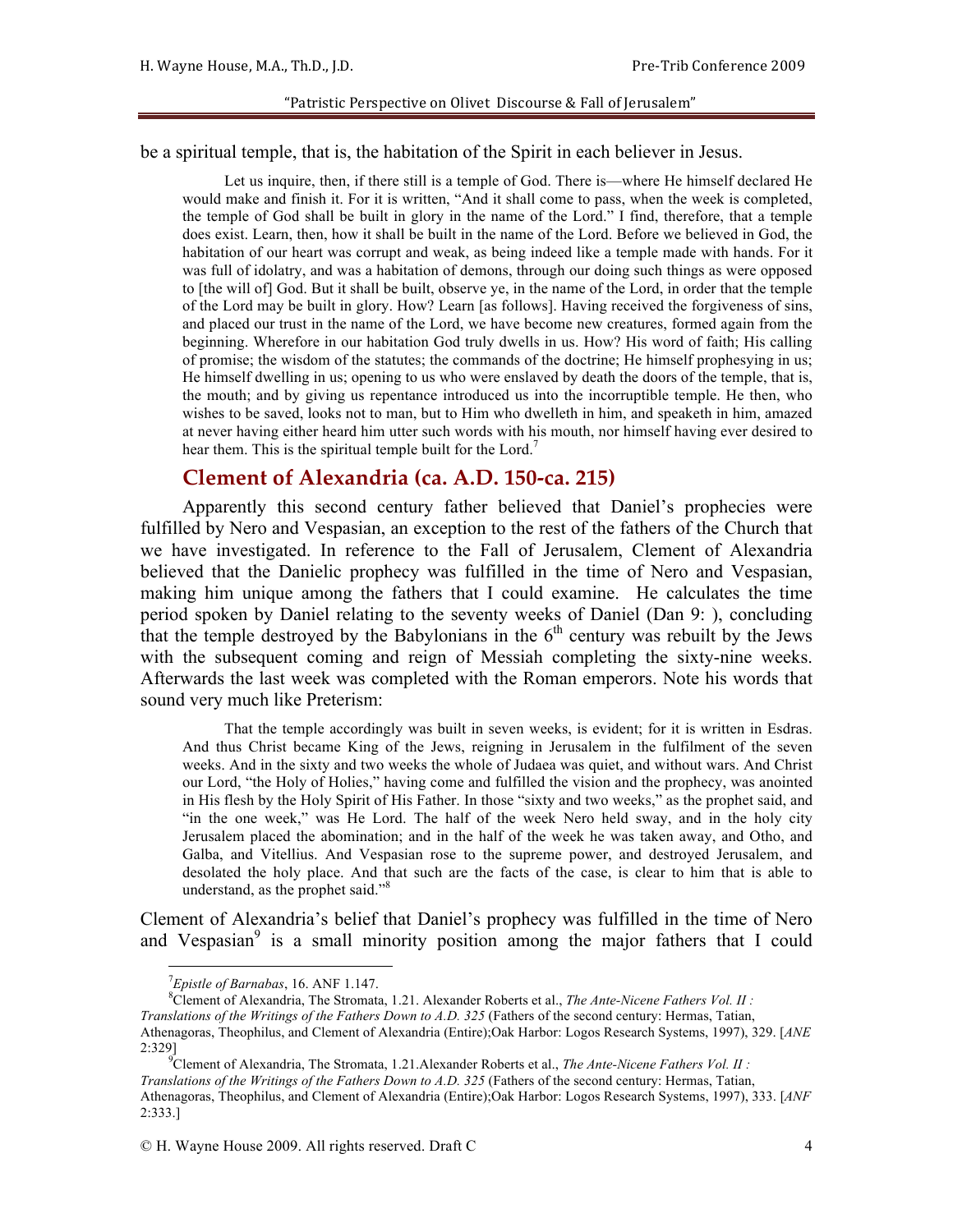be a spiritual temple, that is, the habitation of the Spirit in each believer in Jesus.

> Let us inquire, then, if there still is a temple of God. There is—where He himself declared He would make and finish it. For it is written, "And it shall come to pass, when the week is completed, the temple of God shall be built in glory in the name of the Lord." I find, therefore, that a temple does exist. Learn, then, how it shall be built in the name of the Lord. Before we believed in God, the habitation of our heart was corrupt and weak, as being indeed like a temple made with hands. For it was full of idolatry, and was a habitation of demons, through our doing such things as were opposed to [the will of] God. But it shall be built, observe ye, in the name of the Lord, in order that the temple of the Lord may be built in glory. How? Learn [as follows]. Having received the forgiveness of sins, and placed our trust in the name of the Lord, we have become new creatures, formed again from the beginning. Wherefore in our habitation God truly dwells in us. How? His word of faith; His calling of promise; the wisdom of the statutes; the commands of the doctrine; He himself prophesying in us; He himself dwelling in us; opening to us who were enslaved by death the doors of the temple, that is, the mouth; and by giving us repentance introduced us into the incorruptible temple. He then, who wishes to be saved, looks not to man, but to Him who dwelleth in him, and speaketh in him, amazed at never having either heard him utter such words with his mouth, nor himself having ever desired to hear them. This is the spiritual temple built for the Lord.[7]

## Clement of Alexandria (ca. A.D. 150-ca. 215)

Apparently this second century father believed that Daniel's prophecies were fulfilled by Nero and Vespasian, an exception to the rest of the fathers of the Church that we have investigated. In reference to the Fall of Jerusalem, Clement of Alexandria believed that the Danielic prophecy was fulfilled in the time of Nero and Vespasian, making him unique among the fathers that I could examine. He calculates the time period spoken by Daniel relating to the seventy weeks of Daniel (Dan 9: ), concluding that the temple destroyed by the Babylonians in the 6th century was rebuilt by the Jews with the subsequent coming and reign of Messiah completing the sixty-nine weeks. Afterwards the last week was completed with the Roman emperors. Note his words that sound very much like Preterism:

> That the temple accordingly was built in seven weeks, is evident; for it is written in Esdras. And thus Christ became King of the Jews, reigning in Jerusalem in the fulfilment of the seven weeks. And in the sixty and two weeks the whole of Judaea was quiet, and without wars. And Christ our Lord, "the Holy of Holies," having come and fulfilled the vision and the prophecy, was anointed in His flesh by the Holy Spirit of His Father. In those "sixty and two weeks," as the prophet said, and "in the one week," was He Lord. The half of the week Nero held sway, and in the holy city Jerusalem placed the abomination; and in the half of the week he was taken away, and Otho, and Galba, and Vitellius. And Vespasian rose to the supreme power, and destroyed Jerusalem, and desolated the holy place. And that such are the facts of the case, is clear to him that is able to understand, as the prophet said."[8]

Clement of Alexandria's belief that Daniel's prophecy was fulfilled in the time of Nero and Vespasian[9] is a small minority position among the major fathers that I could

---

[7] *Epistle of Barnabas*, 16. ANF 1.147.

[8] Clement of Alexandria, The Stromata, 1.21. Alexander Roberts et al., *The Ante-Nicene Fathers Vol. II : Translations of the Writings of the Fathers Down to A.D. 325* (Fathers of the second century: Hermas, Tatian, Athenagoras, Theophilus, and Clement of Alexandria (Entire);Oak Harbor: Logos Research Systems, 1997), 329. [*ANE* 2:329]

[9] Clement of Alexandria, The Stromata, 1.21.Alexander Roberts et al., *The Ante-Nicene Fathers Vol. II : Translations of the Writings of the Fathers Down to A.D. 325* (Fathers of the second century: Hermas, Tatian, Athenagoras, Theophilus, and Clement of Alexandria (Entire);Oak Harbor: Logos Research Systems, 1997), 333. [*ANF* 2:333.]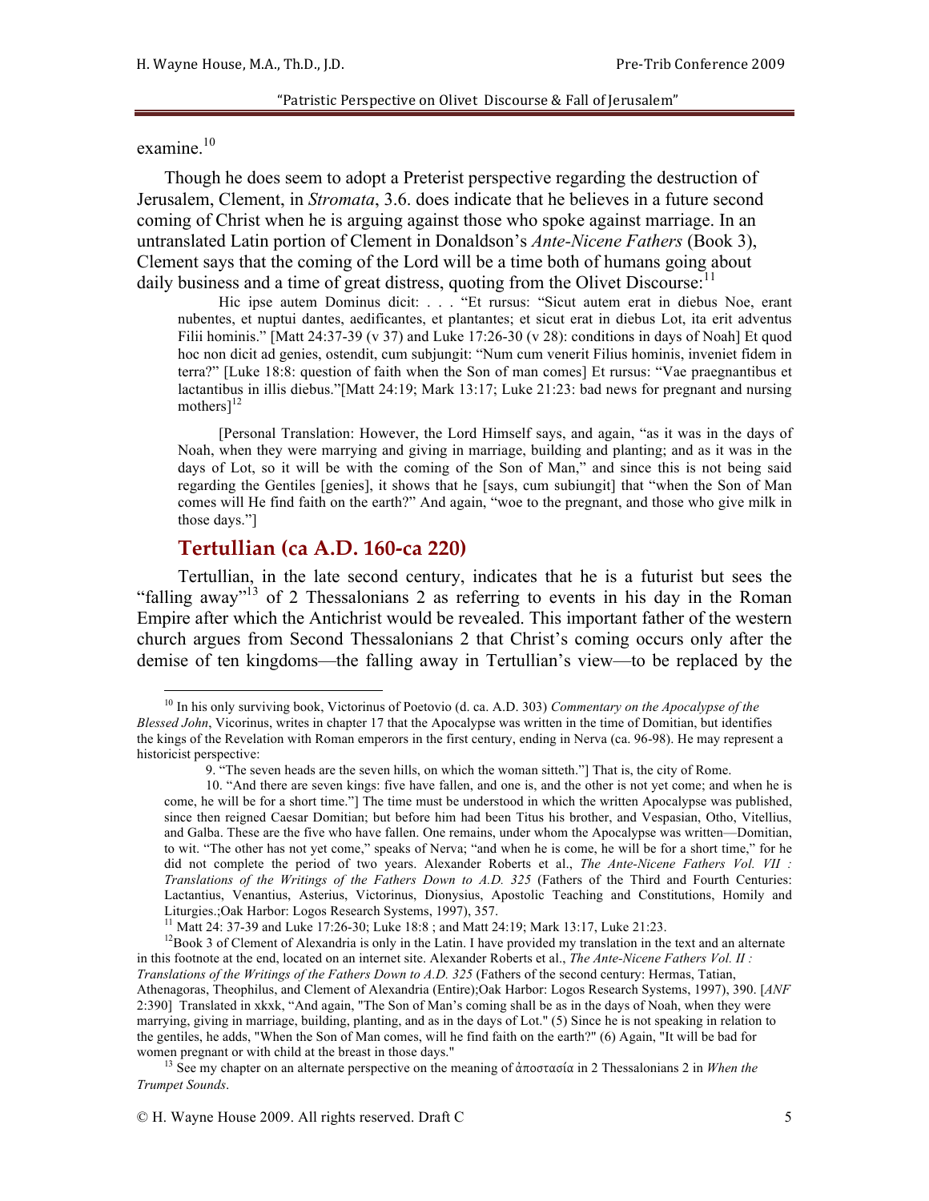examine.[10]

Though he does seem to adopt a Preterist perspective regarding the destruction of Jerusalem, Clement, in *Stromata*, 3.6. does indicate that he believes in a future second coming of Christ when he is arguing against those who spoke against marriage. In an untranslated Latin portion of Clement in Donaldson's *Ante-Nicene Fathers* (Book 3), Clement says that the coming of the Lord will be a time both of humans going about daily business and a time of great distress, quoting from the Olivet Discourse:[11]

> Hic ipse autem Dominus dicit: . . . "Et rursus: "Sicut autem erat in diebus Noe, erant nubentes, et nuptui dantes, aedificantes, et plantantes; et sicut erat in diebus Lot, ita erit adventus Filii hominis." [Matt 24:37-39 (v 37) and Luke 17:26-30 (v 28): conditions in days of Noah] Et quod hoc non dicit ad genies, ostendit, cum subjungit: "Num cum venerit Filius hominis, inveniet fidem in terra?" [Luke 18:8: question of faith when the Son of man comes] Et rursus: "Vae praegnantibus et lactantibus in illis diebus."[Matt 24:19; Mark 13:17; Luke 21:23: bad news for pregnant and nursing mothers][12]
>
> [Personal Translation: However, the Lord Himself says, and again, "as it was in the days of Noah, when they were marrying and giving in marriage, building and planting; and as it was in the days of Lot, so it will be with the coming of the Son of Man," and since this is not being said regarding the Gentiles [genies], it shows that he [says, cum subiungit] that "when the Son of Man comes will He find faith on the earth?" And again, "woe to the pregnant, and those who give milk in those days."]

## Tertullian (ca A.D. 160-ca 220)

Tertullian, in the late second century, indicates that he is a futurist but sees the "falling away"[13] of 2 Thessalonians 2 as referring to events in his day in the Roman Empire after which the Antichrist would be revealed. This important father of the western church argues from Second Thessalonians 2 that Christ's coming occurs only after the demise of ten kingdoms—the falling away in Tertullian's view—to be replaced by the

---

[10] In his only surviving book, Victorinus of Poetovio (d. ca. A.D. 303) *Commentary on the Apocalypse of the Blessed John*, Vicorinus, writes in chapter 17 that the Apocalypse was written in the time of Domitian, but identifies the kings of the Revelation with Roman emperors in the first century, ending in Nerva (ca. 96-98). He may represent a historicist perspective:

> 9. "The seven heads are the seven hills, on which the woman sitteth."] That is, the city of Rome.
>
> 10. "And there are seven kings: five have fallen, and one is, and the other is not yet come; and when he is come, he will be for a short time."] The time must be understood in which the written Apocalypse was published, since then reigned Caesar Domitian; but before him had been Titus his brother, and Vespasian, Otho, Vitellius, and Galba. These are the five who have fallen. One remains, under whom the Apocalypse was written—Domitian, to wit. "The other has not yet come," speaks of Nerva; "and when he is come, he will be for a short time," for he did not complete the period of two years. Alexander Roberts et al., *The Ante-Nicene Fathers Vol. VII : Translations of the Writings of the Fathers Down to A.D. 325* (Fathers of the Third and Fourth Centuries: Lactantius, Venantius, Asterius, Victorinus, Dionysius, Apostolic Teaching and Constitutions, Homily and Liturgies.;Oak Harbor: Logos Research Systems, 1997), 357.

[11] Matt 24: 37-39 and Luke 17:26-30; Luke 18:8 ; and Matt 24:19; Mark 13:17, Luke 21:23.

[12] Book 3 of Clement of Alexandria is only in the Latin. I have provided my translation in the text and an alternate in this footnote at the end, located on an internet site. Alexander Roberts et al., *The Ante-Nicene Fathers Vol. II : Translations of the Writings of the Fathers Down to A.D. 325* (Fathers of the second century: Hermas, Tatian, Athenagoras, Theophilus, and Clement of Alexandria (Entire);Oak Harbor: Logos Research Systems, 1997), 390. [*ANF* 2:390] Translated in xkxk, "And again, "The Son of Man's coming shall be as in the days of Noah, when they were marrying, giving in marriage, building, planting, and as in the days of Lot." (5) Since he is not speaking in relation to the gentiles, he adds, "When the Son of Man comes, will he find faith on the earth?" (6) Again, "It will be bad for women pregnant or with child at the breast in those days."

[13] See my chapter on an alternate perspective on the meaning of ἀποστασία in 2 Thessalonians 2 in *When the Trumpet Sounds*.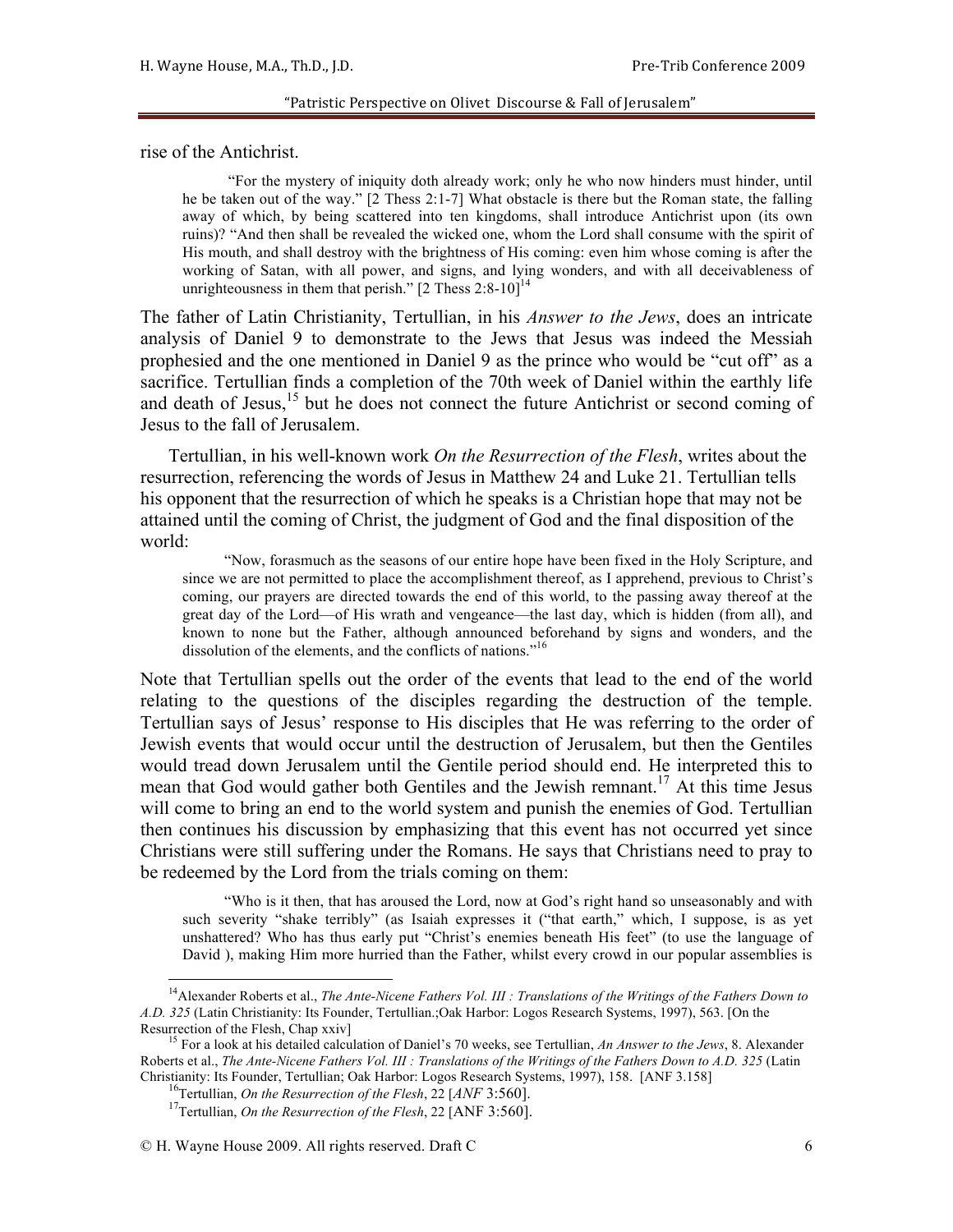rise of the Antichrist.

> "For the mystery of iniquity doth already work; only he who now hinders must hinder, until he be taken out of the way." [2 Thess 2:1-7] What obstacle is there but the Roman state, the falling away of which, by being scattered into ten kingdoms, shall introduce Antichrist upon (its own ruins)? "And then shall be revealed the wicked one, whom the Lord shall consume with the spirit of His mouth, and shall destroy with the brightness of His coming: even him whose coming is after the working of Satan, with all power, and signs, and lying wonders, and with all deceivableness of unrighteousness in them that perish." [2 Thess 2:8-10][14]

The father of Latin Christianity, Tertullian, in his *Answer to the Jews*, does an intricate analysis of Daniel 9 to demonstrate to the Jews that Jesus was indeed the Messiah prophesied and the one mentioned in Daniel 9 as the prince who would be "cut off" as a sacrifice. Tertullian finds a completion of the 70th week of Daniel within the earthly life and death of Jesus,[15] but he does not connect the future Antichrist or second coming of Jesus to the fall of Jerusalem.

Tertullian, in his well-known work *On the Resurrection of the Flesh*, writes about the resurrection, referencing the words of Jesus in Matthew 24 and Luke 21. Tertullian tells his opponent that the resurrection of which he speaks is a Christian hope that may not be attained until the coming of Christ, the judgment of God and the final disposition of the world:

> "Now, forasmuch as the seasons of our entire hope have been fixed in the Holy Scripture, and since we are not permitted to place the accomplishment thereof, as I apprehend, previous to Christ's coming, our prayers are directed towards the end of this world, to the passing away thereof at the great day of the Lord—of His wrath and vengeance—the last day, which is hidden (from all), and known to none but the Father, although announced beforehand by signs and wonders, and the dissolution of the elements, and the conflicts of nations."[16]

Note that Tertullian spells out the order of the events that lead to the end of the world relating to the questions of the disciples regarding the destruction of the temple. Tertullian says of Jesus' response to His disciples that He was referring to the order of Jewish events that would occur until the destruction of Jerusalem, but then the Gentiles would tread down Jerusalem until the Gentile period should end. He interpreted this to mean that God would gather both Gentiles and the Jewish remnant.[17] At this time Jesus will come to bring an end to the world system and punish the enemies of God. Tertullian then continues his discussion by emphasizing that this event has not occurred yet since Christians were still suffering under the Romans. He says that Christians need to pray to be redeemed by the Lord from the trials coming on them:

> "Who is it then, that has aroused the Lord, now at God's right hand so unseasonably and with such severity "shake terribly" (as Isaiah expresses it ("that earth," which, I suppose, is as yet unshattered? Who has thus early put "Christ's enemies beneath His feet" (to use the language of David ), making Him more hurried than the Father, whilst every crowd in our popular assemblies is

---

[14] Alexander Roberts et al., *The Ante-Nicene Fathers Vol. III : Translations of the Writings of the Fathers Down to A.D. 325* (Latin Christianity: Its Founder, Tertullian.;Oak Harbor: Logos Research Systems, 1997), 563. [On the Resurrection of the Flesh, Chap xxiv]

[15] For a look at his detailed calculation of Daniel's 70 weeks, see Tertullian, *An Answer to the Jews*, 8. Alexander Roberts et al., *The Ante-Nicene Fathers Vol. III : Translations of the Writings of the Fathers Down to A.D. 325* (Latin Christianity: Its Founder, Tertullian; Oak Harbor: Logos Research Systems, 1997), 158. [ANF 3.158]

[16] Tertullian, *On the Resurrection of the Flesh*, 22 [*ANF* 3:560].

[17] Tertullian, *On the Resurrection of the Flesh*, 22 [ANF 3:560].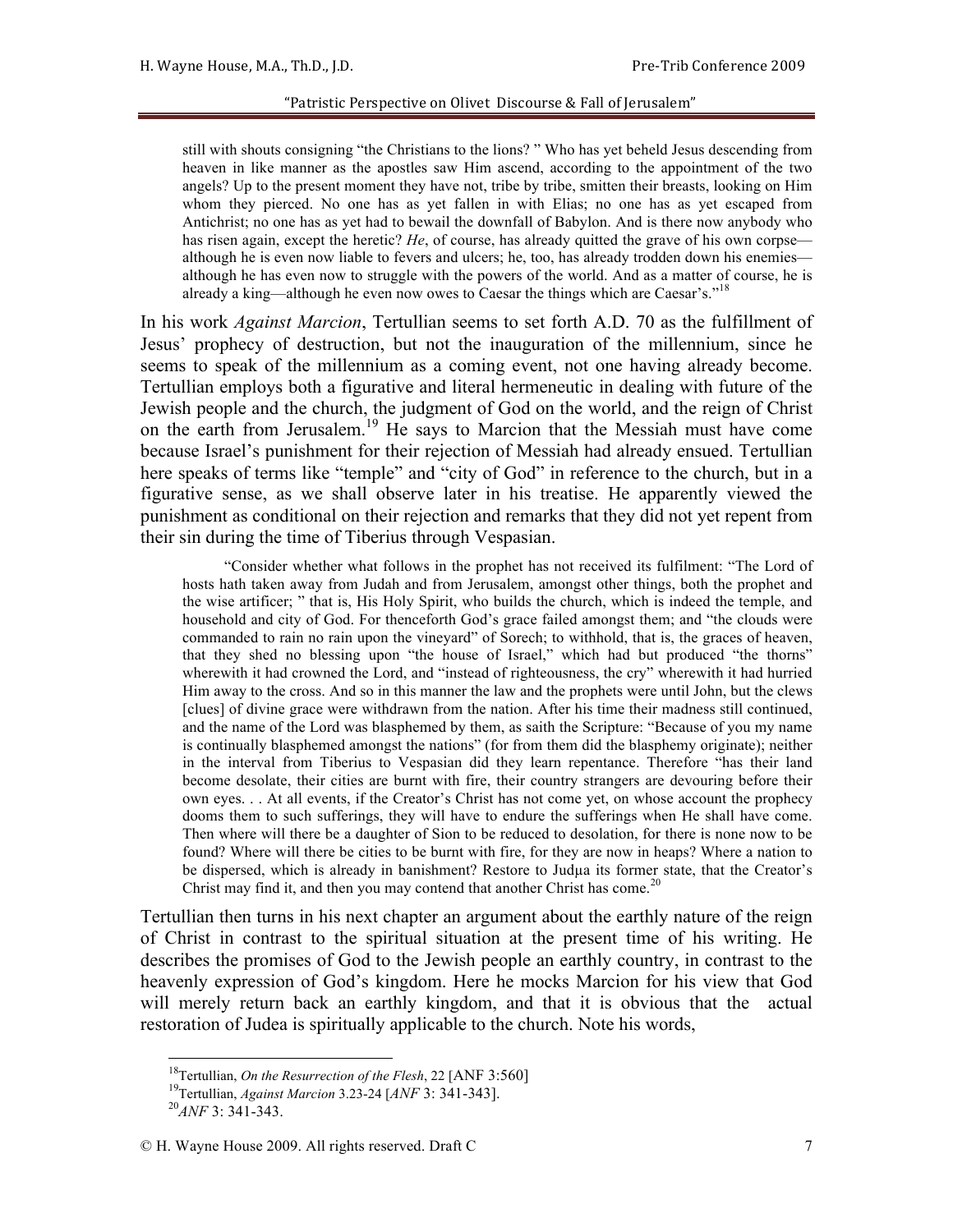> still with shouts consigning "the Christians to the lions? " Who has yet beheld Jesus descending from heaven in like manner as the apostles saw Him ascend, according to the appointment of the two angels? Up to the present moment they have not, tribe by tribe, smitten their breasts, looking on Him whom they pierced. No one has as yet fallen in with Elias; no one has as yet escaped from Antichrist; no one has as yet had to bewail the downfall of Babylon. And is there now anybody who has risen again, except the heretic? *He*, of course, has already quitted the grave of his own corpse—although he is even now liable to fevers and ulcers; he, too, has already trodden down his enemies—although he has even now to struggle with the powers of the world. And as a matter of course, he is already a king—although he even now owes to Caesar the things which are Caesar's."[18]

In his work *Against Marcion*, Tertullian seems to set forth A.D. 70 as the fulfillment of Jesus' prophecy of destruction, but not the inauguration of the millennium, since he seems to speak of the millennium as a coming event, not one having already become. Tertullian employs both a figurative and literal hermeneutic in dealing with future of the Jewish people and the church, the judgment of God on the world, and the reign of Christ on the earth from Jerusalem.[19] He says to Marcion that the Messiah must have come because Israel's punishment for their rejection of Messiah had already ensued. Tertullian here speaks of terms like "temple" and "city of God" in reference to the church, but in a figurative sense, as we shall observe later in his treatise. He apparently viewed the punishment as conditional on their rejection and remarks that they did not yet repent from their sin during the time of Tiberius through Vespasian.

> "Consider whether what follows in the prophet has not received its fulfilment: "The Lord of hosts hath taken away from Judah and from Jerusalem, amongst other things, both the prophet and the wise artificer; " that is, His Holy Spirit, who builds the church, which is indeed the temple, and household and city of God. For thenceforth God's grace failed amongst them; and "the clouds were commanded to rain no rain upon the vineyard" of Sorech; to withhold, that is, the graces of heaven, that they shed no blessing upon "the house of Israel," which had but produced "the thorns" wherewith it had crowned the Lord, and "instead of righteousness, the cry" wherewith it had hurried Him away to the cross. And so in this manner the law and the prophets were until John, but the clews [clues] of divine grace were withdrawn from the nation. After his time their madness still continued, and the name of the Lord was blasphemed by them, as saith the Scripture: "Because of you my name is continually blasphemed amongst the nations" (for from them did the blasphemy originate); neither in the interval from Tiberius to Vespasian did they learn repentance. Therefore "has their land become desolate, their cities are burnt with fire, their country strangers are devouring before their own eyes. . . At all events, if the Creator's Christ has not come yet, on whose account the prophecy dooms them to such sufferings, they will have to endure the sufferings when He shall have come. Then where will there be a daughter of Sion to be reduced to desolation, for there is none now to be found? Where will there be cities to be burnt with fire, for they are now in heaps? Where a nation to be dispersed, which is already in banishment? Restore to Judµa its former state, that the Creator's Christ may find it, and then you may contend that another Christ has come.[20]

Tertullian then turns in his next chapter an argument about the earthly nature of the reign of Christ in contrast to the spiritual situation at the present time of his writing. He describes the promises of God to the Jewish people an earthly country, in contrast to the heavenly expression of God's kingdom. Here he mocks Marcion for his view that God will merely return back an earthly kingdom, and that it is obvious that the actual restoration of Judea is spiritually applicable to the church. Note his words,

---

[18] Tertullian, *On the Resurrection of the Flesh*, 22 [ANF 3:560]

[19] Tertullian, *Against Marcion* 3.23-24 [*ANF* 3: 341-343].

[20] *ANF* 3: 341-343.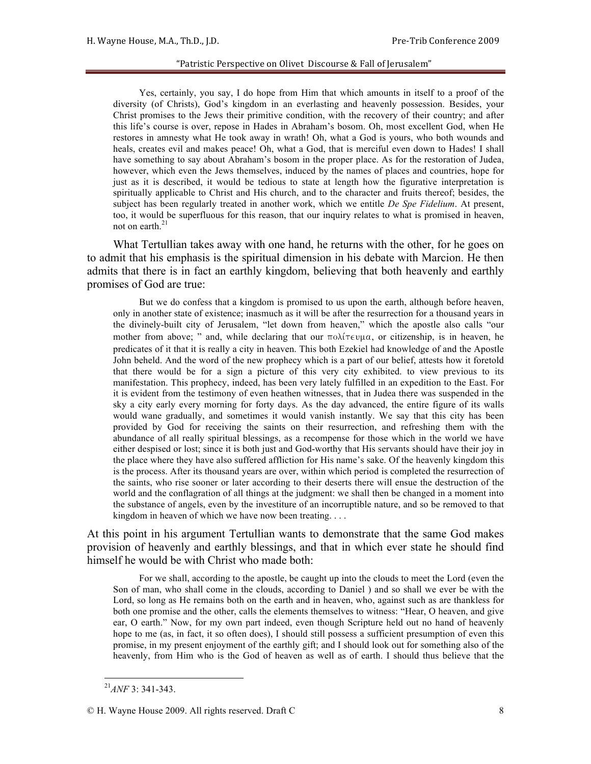Yes, certainly, you say, I do hope from Him that which amounts in itself to a proof of the diversity (of Christs), God's kingdom in an everlasting and heavenly possession. Besides, your Christ promises to the Jews their primitive condition, with the recovery of their country; and after this life's course is over, repose in Hades in Abraham's bosom. Oh, most excellent God, when He restores in amnesty what He took away in wrath! Oh, what a God is yours, who both wounds and heals, creates evil and makes peace! Oh, what a God, that is merciful even down to Hades! I shall have something to say about Abraham's bosom in the proper place. As for the restoration of Judea, however, which even the Jews themselves, induced by the names of places and countries, hope for just as it is described, it would be tedious to state at length how the figurative interpretation is spiritually applicable to Christ and His church, and to the character and fruits thereof; besides, the subject has been regularly treated in another work, which we entitle *De Spe Fidelium*. At present, too, it would be superfluous for this reason, that our inquiry relates to what is promised in heaven, not on earth.[21]

What Tertullian takes away with one hand, he returns with the other, for he goes on to admit that his emphasis is the spiritual dimension in his debate with Marcion. He then admits that there is in fact an earthly kingdom, believing that both heavenly and earthly promises of God are true:

But we do confess that a kingdom is promised to us upon the earth, although before heaven, only in another state of existence; inasmuch as it will be after the resurrection for a thousand years in the divinely-built city of Jerusalem, "let down from heaven," which the apostle also calls "our mother from above; " and, while declaring that our πολίτευμα, or citizenship, is in heaven, he predicates of it that it is really a city in heaven. This both Ezekiel had knowledge of and the Apostle John beheld. And the word of the new prophecy which is a part of our belief, attests how it foretold that there would be for a sign a picture of this very city exhibited. to view previous to its manifestation. This prophecy, indeed, has been very lately fulfilled in an expedition to the East. For it is evident from the testimony of even heathen witnesses, that in Judea there was suspended in the sky a city early every morning for forty days. As the day advanced, the entire figure of its walls would wane gradually, and sometimes it would vanish instantly. We say that this city has been provided by God for receiving the saints on their resurrection, and refreshing them with the abundance of all really spiritual blessings, as a recompense for those which in the world we have either despised or lost; since it is both just and God-worthy that His servants should have their joy in the place where they have also suffered affliction for His name's sake. Of the heavenly kingdom this is the process. After its thousand years are over, within which period is completed the resurrection of the saints, who rise sooner or later according to their deserts there will ensue the destruction of the world and the conflagration of all things at the judgment: we shall then be changed in a moment into the substance of angels, even by the investiture of an incorruptible nature, and so be removed to that kingdom in heaven of which we have now been treating. . . .

At this point in his argument Tertullian wants to demonstrate that the same God makes provision of heavenly and earthly blessings, and that in which ever state he should find himself he would be with Christ who made both:

For we shall, according to the apostle, be caught up into the clouds to meet the Lord (even the Son of man, who shall come in the clouds, according to Daniel ) and so shall we ever be with the Lord, so long as He remains both on the earth and in heaven, who, against such as are thankless for both one promise and the other, calls the elements themselves to witness: "Hear, O heaven, and give ear, O earth." Now, for my own part indeed, even though Scripture held out no hand of heavenly hope to me (as, in fact, it so often does), I should still possess a sufficient presumption of even this promise, in my present enjoyment of the earthly gift; and I should look out for something also of the heavenly, from Him who is the God of heaven as well as of earth. I should thus believe that the

[21] *ANF* 3: 341-343.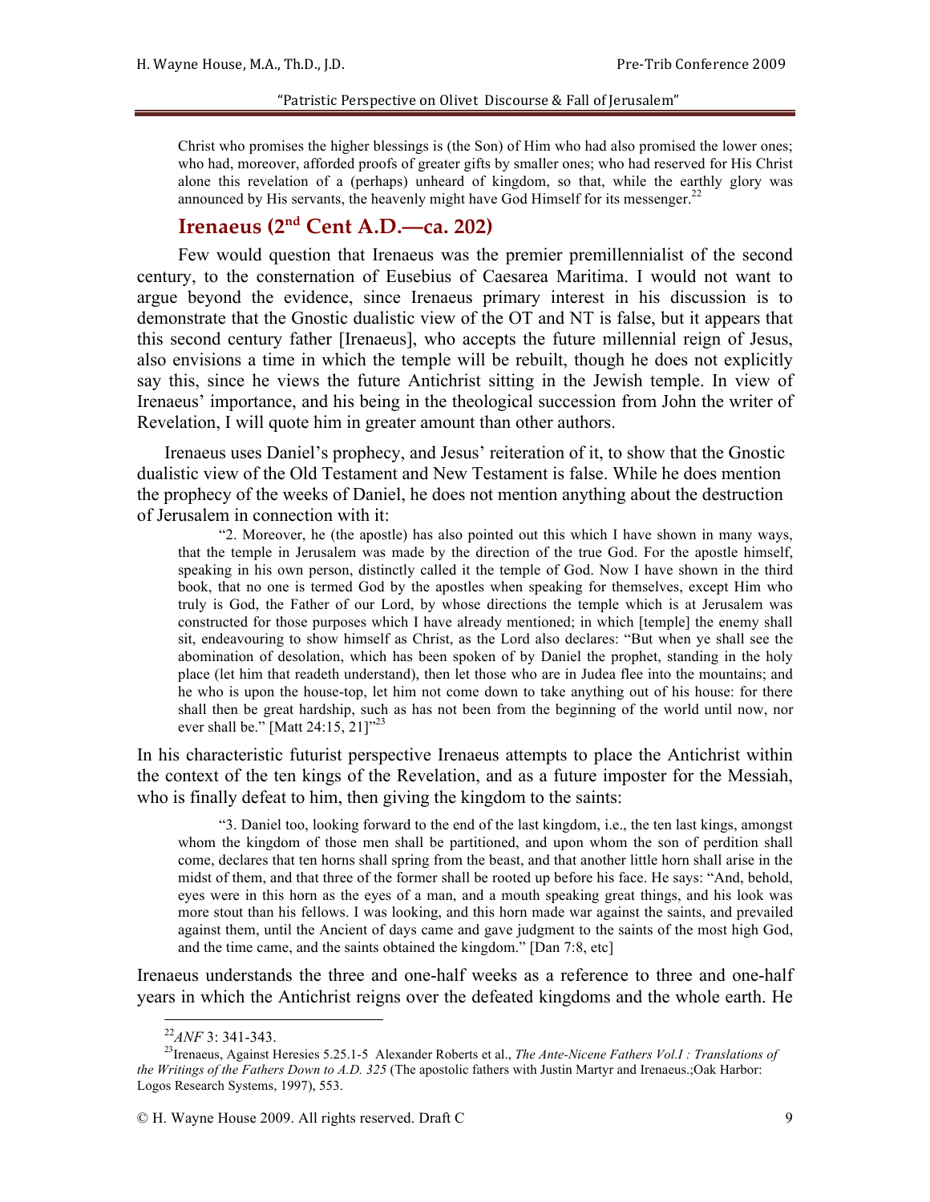Christ who promises the higher blessings is (the Son) of Him who had also promised the lower ones; who had, moreover, afforded proofs of greater gifts by smaller ones; who had reserved for His Christ alone this revelation of a (perhaps) unheard of kingdom, so that, while the earthly glory was announced by His servants, the heavenly might have God Himself for its messenger.[22]

## Irenaeus (2nd Cent A.D.—ca. 202)

Few would question that Irenaeus was the premier premillennialist of the second century, to the consternation of Eusebius of Caesarea Maritima. I would not want to argue beyond the evidence, since Irenaeus primary interest in his discussion is to demonstrate that the Gnostic dualistic view of the OT and NT is false, but it appears that this second century father [Irenaeus], who accepts the future millennial reign of Jesus, also envisions a time in which the temple will be rebuilt, though he does not explicitly say this, since he views the future Antichrist sitting in the Jewish temple. In view of Irenaeus' importance, and his being in the theological succession from John the writer of Revelation, I will quote him in greater amount than other authors.

Irenaeus uses Daniel's prophecy, and Jesus' reiteration of it, to show that the Gnostic dualistic view of the Old Testament and New Testament is false. While he does mention the prophecy of the weeks of Daniel, he does not mention anything about the destruction of Jerusalem in connection with it:

> "2. Moreover, he (the apostle) has also pointed out this which I have shown in many ways, that the temple in Jerusalem was made by the direction of the true God. For the apostle himself, speaking in his own person, distinctly called it the temple of God. Now I have shown in the third book, that no one is termed God by the apostles when speaking for themselves, except Him who truly is God, the Father of our Lord, by whose directions the temple which is at Jerusalem was constructed for those purposes which I have already mentioned; in which [temple] the enemy shall sit, endeavouring to show himself as Christ, as the Lord also declares: "But when ye shall see the abomination of desolation, which has been spoken of by Daniel the prophet, standing in the holy place (let him that readeth understand), then let those who are in Judea flee into the mountains; and he who is upon the house-top, let him not come down to take anything out of his house: for there shall then be great hardship, such as has not been from the beginning of the world until now, nor ever shall be." [Matt 24:15, 21]"[23]

In his characteristic futurist perspective Irenaeus attempts to place the Antichrist within the context of the ten kings of the Revelation, and as a future imposter for the Messiah, who is finally defeat to him, then giving the kingdom to the saints:

> "3. Daniel too, looking forward to the end of the last kingdom, i.e., the ten last kings, amongst whom the kingdom of those men shall be partitioned, and upon whom the son of perdition shall come, declares that ten horns shall spring from the beast, and that another little horn shall arise in the midst of them, and that three of the former shall be rooted up before his face. He says: "And, behold, eyes were in this horn as the eyes of a man, and a mouth speaking great things, and his look was more stout than his fellows. I was looking, and this horn made war against the saints, and prevailed against them, until the Ancient of days came and gave judgment to the saints of the most high God, and the time came, and the saints obtained the kingdom." [Dan 7:8, etc]

Irenaeus understands the three and one-half weeks as a reference to three and one-half years in which the Antichrist reigns over the defeated kingdoms and the whole earth. He

---

[22] *ANF* 3: 341-343.

[23] Irenaeus, Against Heresies 5.25.1-5 Alexander Roberts et al., *The Ante-Nicene Fathers Vol.I : Translations of the Writings of the Fathers Down to A.D. 325* (The apostolic fathers with Justin Martyr and Irenaeus.;Oak Harbor: Logos Research Systems, 1997), 553.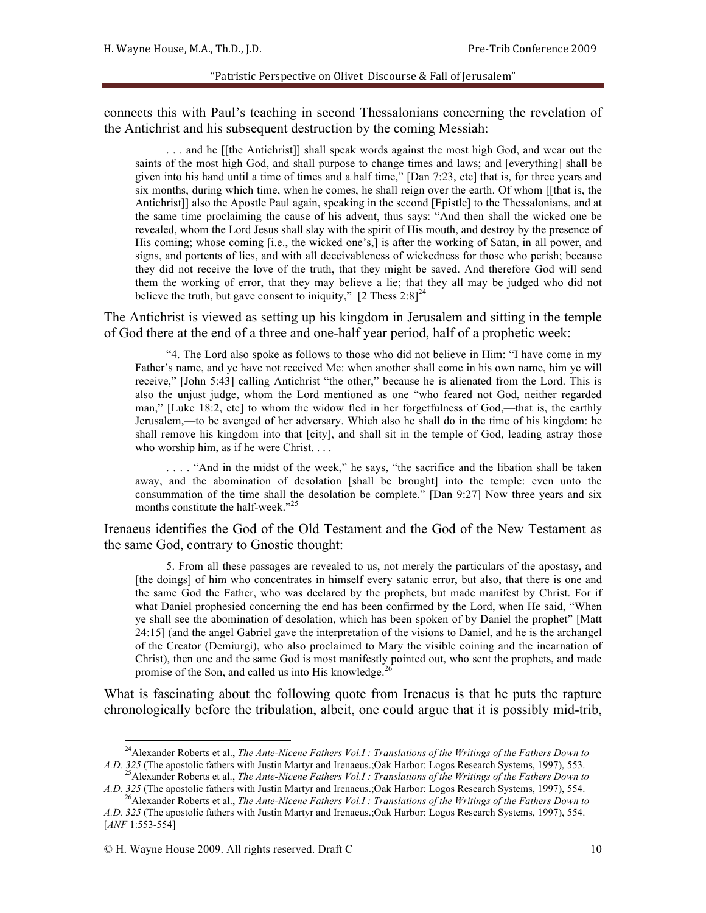connects this with Paul's teaching in second Thessalonians concerning the revelation of the Antichrist and his subsequent destruction by the coming Messiah:

> . . . and he [[the Antichrist]] shall speak words against the most high God, and wear out the saints of the most high God, and shall purpose to change times and laws; and [everything] shall be given into his hand until a time of times and a half time," [Dan 7:23, etc] that is, for three years and six months, during which time, when he comes, he shall reign over the earth. Of whom [[that is, the Antichrist]] also the Apostle Paul again, speaking in the second [Epistle] to the Thessalonians, and at the same time proclaiming the cause of his advent, thus says: "And then shall the wicked one be revealed, whom the Lord Jesus shall slay with the spirit of His mouth, and destroy by the presence of His coming; whose coming [i.e., the wicked one's,] is after the working of Satan, in all power, and signs, and portents of lies, and with all deceivableness of wickedness for those who perish; because they did not receive the love of the truth, that they might be saved. And therefore God will send them the working of error, that they may believe a lie; that they all may be judged who did not believe the truth, but gave consent to iniquity," [2 Thess 2:8][24]

The Antichrist is viewed as setting up his kingdom in Jerusalem and sitting in the temple of God there at the end of a three and one-half year period, half of a prophetic week:

> "4. The Lord also spoke as follows to those who did not believe in Him: "I have come in my Father's name, and ye have not received Me: when another shall come in his own name, him ye will receive," [John 5:43] calling Antichrist "the other," because he is alienated from the Lord. This is also the unjust judge, whom the Lord mentioned as one "who feared not God, neither regarded man," [Luke 18:2, etc] to whom the widow fled in her forgetfulness of God,—that is, the earthly Jerusalem,—to be avenged of her adversary. Which also he shall do in the time of his kingdom: he shall remove his kingdom into that [city], and shall sit in the temple of God, leading astray those who worship him, as if he were Christ. . . .
>
> . . . . "And in the midst of the week," he says, "the sacrifice and the libation shall be taken away, and the abomination of desolation [shall be brought] into the temple: even unto the consummation of the time shall the desolation be complete." [Dan 9:27] Now three years and six months constitute the half-week."[25]

Irenaeus identifies the God of the Old Testament and the God of the New Testament as the same God, contrary to Gnostic thought:

> 5. From all these passages are revealed to us, not merely the particulars of the apostasy, and [the doings] of him who concentrates in himself every satanic error, but also, that there is one and the same God the Father, who was declared by the prophets, but made manifest by Christ. For if what Daniel prophesied concerning the end has been confirmed by the Lord, when He said, "When ye shall see the abomination of desolation, which has been spoken of by Daniel the prophet" [Matt 24:15] (and the angel Gabriel gave the interpretation of the visions to Daniel, and he is the archangel of the Creator (Demiurgi), who also proclaimed to Mary the visible coining and the incarnation of Christ), then one and the same God is most manifestly pointed out, who sent the prophets, and made promise of the Son, and called us into His knowledge.[26]

What is fascinating about the following quote from Irenaeus is that he puts the rapture chronologically before the tribulation, albeit, one could argue that it is possibly mid-trib,

---

[24] Alexander Roberts et al., *The Ante-Nicene Fathers Vol.I : Translations of the Writings of the Fathers Down to A.D. 325* (The apostolic fathers with Justin Martyr and Irenaeus.;Oak Harbor: Logos Research Systems, 1997), 553.

[25] Alexander Roberts et al., *The Ante-Nicene Fathers Vol.I : Translations of the Writings of the Fathers Down to A.D. 325* (The apostolic fathers with Justin Martyr and Irenaeus.;Oak Harbor: Logos Research Systems, 1997), 554.

[26] Alexander Roberts et al., *The Ante-Nicene Fathers Vol.I : Translations of the Writings of the Fathers Down to A.D. 325* (The apostolic fathers with Justin Martyr and Irenaeus.;Oak Harbor: Logos Research Systems, 1997), 554. [*ANF* 1:553-554]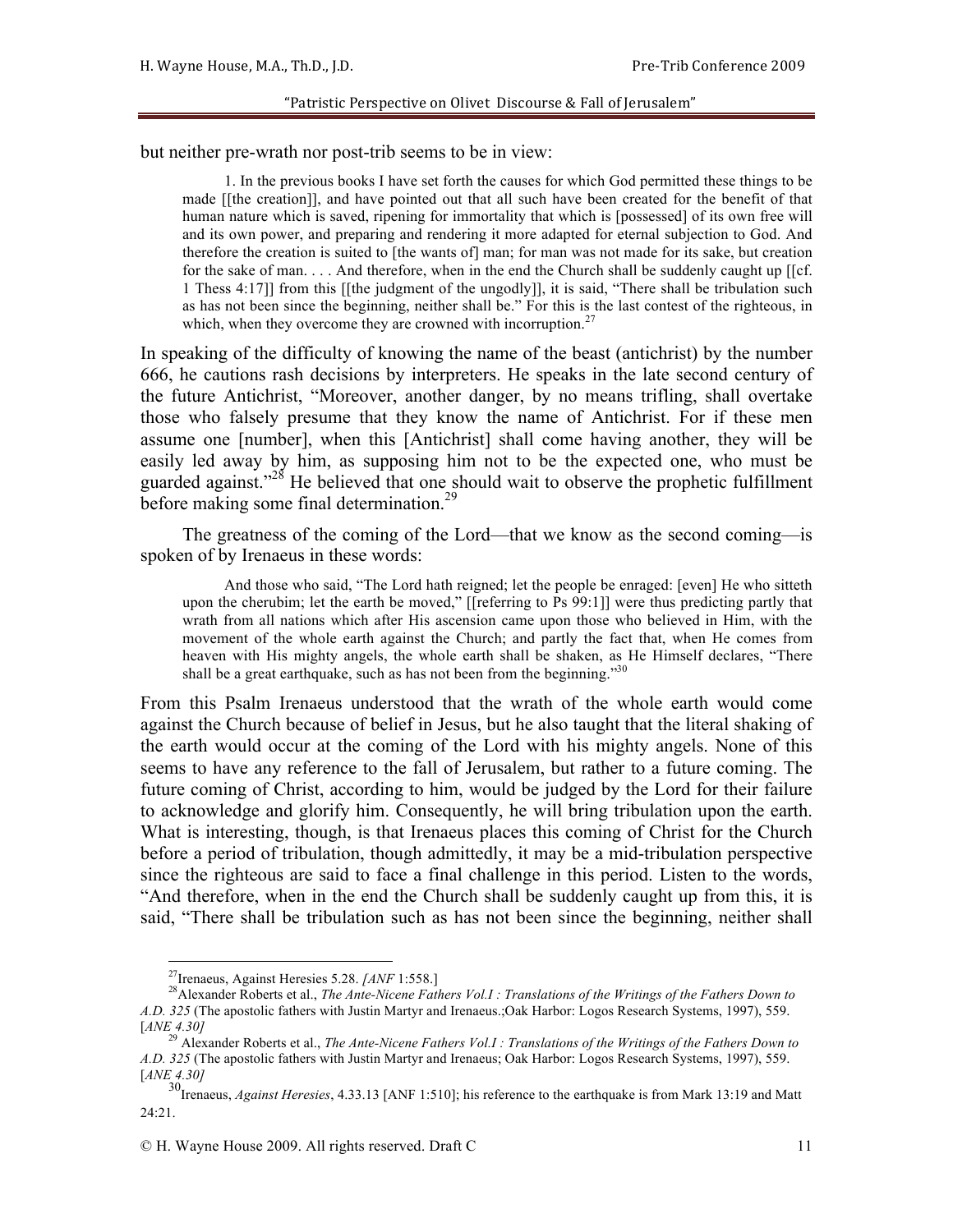but neither pre-wrath nor post-trib seems to be in view:

> 1. In the previous books I have set forth the causes for which God permitted these things to be made [[the creation]], and have pointed out that all such have been created for the benefit of that human nature which is saved, ripening for immortality that which is [possessed] of its own free will and its own power, and preparing and rendering it more adapted for eternal subjection to God. And therefore the creation is suited to [the wants of] man; for man was not made for its sake, but creation for the sake of man. . . . And therefore, when in the end the Church shall be suddenly caught up [[cf. 1 Thess 4:17]] from this [[the judgment of the ungodly]], it is said, "There shall be tribulation such as has not been since the beginning, neither shall be." For this is the last contest of the righteous, in which, when they overcome they are crowned with incorruption.[27]

In speaking of the difficulty of knowing the name of the beast (antichrist) by the number 666, he cautions rash decisions by interpreters. He speaks in the late second century of the future Antichrist, "Moreover, another danger, by no means trifling, shall overtake those who falsely presume that they know the name of Antichrist. For if these men assume one [number], when this [Antichrist] shall come having another, they will be easily led away by him, as supposing him not to be the expected one, who must be guarded against."[28] He believed that one should wait to observe the prophetic fulfillment before making some final determination.[29]

The greatness of the coming of the Lord—that we know as the second coming—is spoken of by Irenaeus in these words:

> And those who said, "The Lord hath reigned; let the people be enraged: [even] He who sitteth upon the cherubim; let the earth be moved," [[referring to Ps 99:1]] were thus predicting partly that wrath from all nations which after His ascension came upon those who believed in Him, with the movement of the whole earth against the Church; and partly the fact that, when He comes from heaven with His mighty angels, the whole earth shall be shaken, as He Himself declares, "There shall be a great earthquake, such as has not been from the beginning."[30]

From this Psalm Irenaeus understood that the wrath of the whole earth would come against the Church because of belief in Jesus, but he also taught that the literal shaking of the earth would occur at the coming of the Lord with his mighty angels. None of this seems to have any reference to the fall of Jerusalem, but rather to a future coming. The future coming of Christ, according to him, would be judged by the Lord for their failure to acknowledge and glorify him. Consequently, he will bring tribulation upon the earth. What is interesting, though, is that Irenaeus places this coming of Christ for the Church before a period of tribulation, though admittedly, it may be a mid-tribulation perspective since the righteous are said to face a final challenge in this period. Listen to the words, "And therefore, when in the end the Church shall be suddenly caught up from this, it is said, "There shall be tribulation such as has not been since the beginning, neither shall

---

[27] Irenaeus, Against Heresies 5.28. *[ANF 1:558.]*

[28] Alexander Roberts et al., *The Ante-Nicene Fathers Vol.I : Translations of the Writings of the Fathers Down to A.D. 325* (The apostolic fathers with Justin Martyr and Irenaeus.;Oak Harbor: Logos Research Systems, 1997), 559. [*ANE 4.30]*

[29] Alexander Roberts et al., *The Ante-Nicene Fathers Vol.I : Translations of the Writings of the Fathers Down to A.D. 325* (The apostolic fathers with Justin Martyr and Irenaeus; Oak Harbor: Logos Research Systems, 1997), 559. [*ANE 4.30]*

[30] Irenaeus, *Against Heresies*, 4.33.13 [ANF 1:510]; his reference to the earthquake is from Mark 13:19 and Matt 24:21.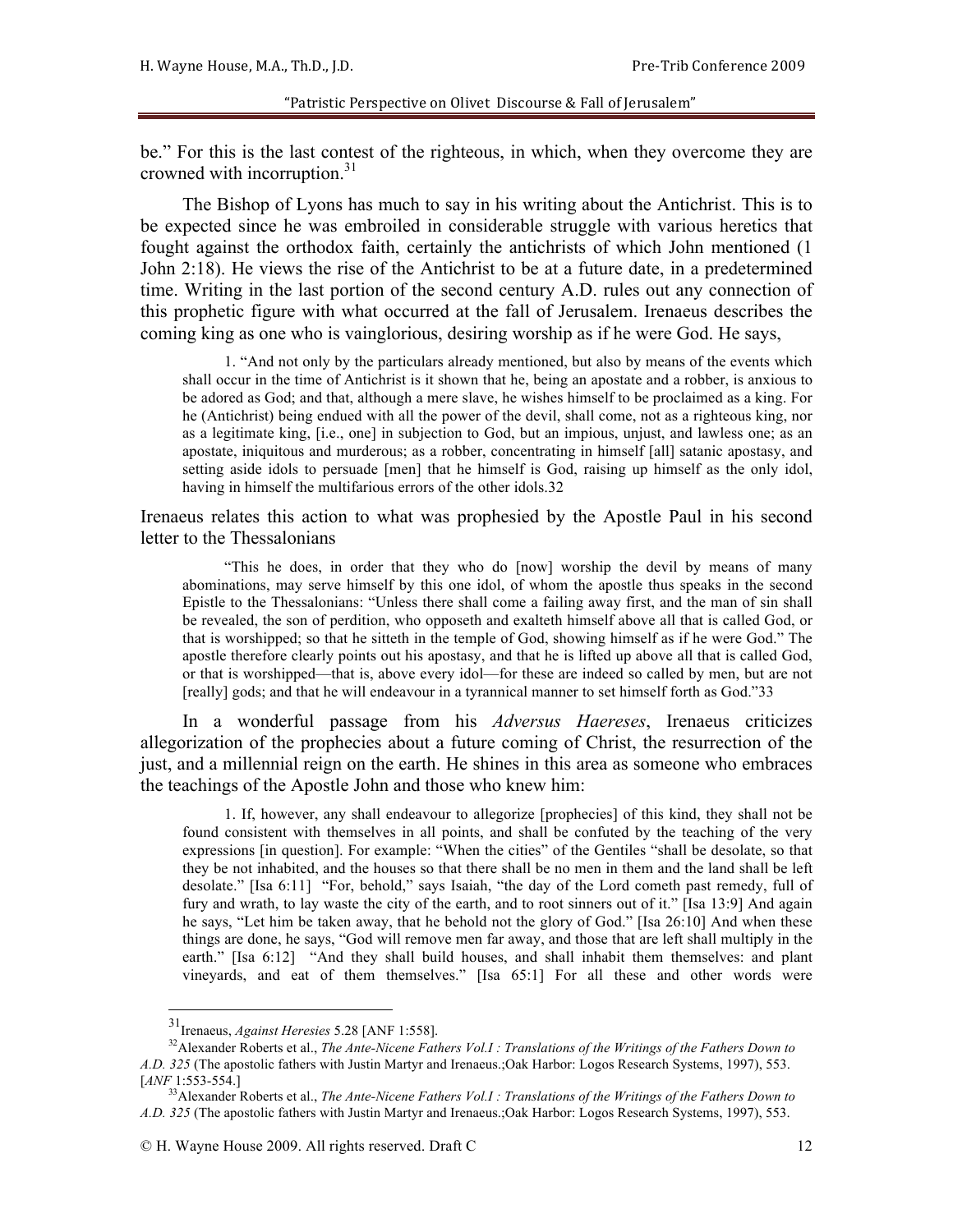be." For this is the last contest of the righteous, in which, when they overcome they are crowned with incorruption.[31]

The Bishop of Lyons has much to say in his writing about the Antichrist. This is to be expected since he was embroiled in considerable struggle with various heretics that fought against the orthodox faith, certainly the antichrists of which John mentioned (1 John 2:18). He views the rise of the Antichrist to be at a future date, in a predetermined time. Writing in the last portion of the second century A.D. rules out any connection of this prophetic figure with what occurred at the fall of Jerusalem. Irenaeus describes the coming king as one who is vainglorious, desiring worship as if he were God. He says,

> 1. "And not only by the particulars already mentioned, but also by means of the events which shall occur in the time of Antichrist is it shown that he, being an apostate and a robber, is anxious to be adored as God; and that, although a mere slave, he wishes himself to be proclaimed as a king. For he (Antichrist) being endued with all the power of the devil, shall come, not as a righteous king, nor as a legitimate king, [i.e., one] in subjection to God, but an impious, unjust, and lawless one; as an apostate, iniquitous and murderous; as a robber, concentrating in himself [all] satanic apostasy, and setting aside idols to persuade [men] that he himself is God, raising up himself as the only idol, having in himself the multifarious errors of the other idols.32

Irenaeus relates this action to what was prophesied by the Apostle Paul in his second letter to the Thessalonians

> "This he does, in order that they who do [now] worship the devil by means of many abominations, may serve himself by this one idol, of whom the apostle thus speaks in the second Epistle to the Thessalonians: "Unless there shall come a failing away first, and the man of sin shall be revealed, the son of perdition, who opposeth and exalteth himself above all that is called God, or that is worshipped; so that he sitteth in the temple of God, showing himself as if he were God." The apostle therefore clearly points out his apostasy, and that he is lifted up above all that is called God, or that is worshipped—that is, above every idol—for these are indeed so called by men, but are not [really] gods; and that he will endeavour in a tyrannical manner to set himself forth as God."33

In a wonderful passage from his *Adversus Haereses*, Irenaeus criticizes allegorization of the prophecies about a future coming of Christ, the resurrection of the just, and a millennial reign on the earth. He shines in this area as someone who embraces the teachings of the Apostle John and those who knew him:

> 1. If, however, any shall endeavour to allegorize [prophecies] of this kind, they shall not be found consistent with themselves in all points, and shall be confuted by the teaching of the very expressions [in question]. For example: "When the cities" of the Gentiles "shall be desolate, so that they be not inhabited, and the houses so that there shall be no men in them and the land shall be left desolate." [Isa 6:11] "For, behold," says Isaiah, "the day of the Lord cometh past remedy, full of fury and wrath, to lay waste the city of the earth, and to root sinners out of it." [Isa 13:9] And again he says, "Let him be taken away, that he behold not the glory of God." [Isa 26:10] And when these things are done, he says, "God will remove men far away, and those that are left shall multiply in the earth." [Isa 6:12] "And they shall build houses, and shall inhabit them themselves: and plant vineyards, and eat of them themselves." [Isa 65:1] For all these and other words were

---

[31] Irenaeus, *Against Heresies* 5.28 [ANF 1:558].

[32] Alexander Roberts et al., *The Ante-Nicene Fathers Vol.I : Translations of the Writings of the Fathers Down to A.D. 325* (The apostolic fathers with Justin Martyr and Irenaeus.;Oak Harbor: Logos Research Systems, 1997), 553. [*ANF* 1:553-554.]

[33] Alexander Roberts et al., *The Ante-Nicene Fathers Vol.I : Translations of the Writings of the Fathers Down to A.D. 325* (The apostolic fathers with Justin Martyr and Irenaeus.;Oak Harbor: Logos Research Systems, 1997), 553.

© H. Wayne House 2009. All rights reserved. Draft C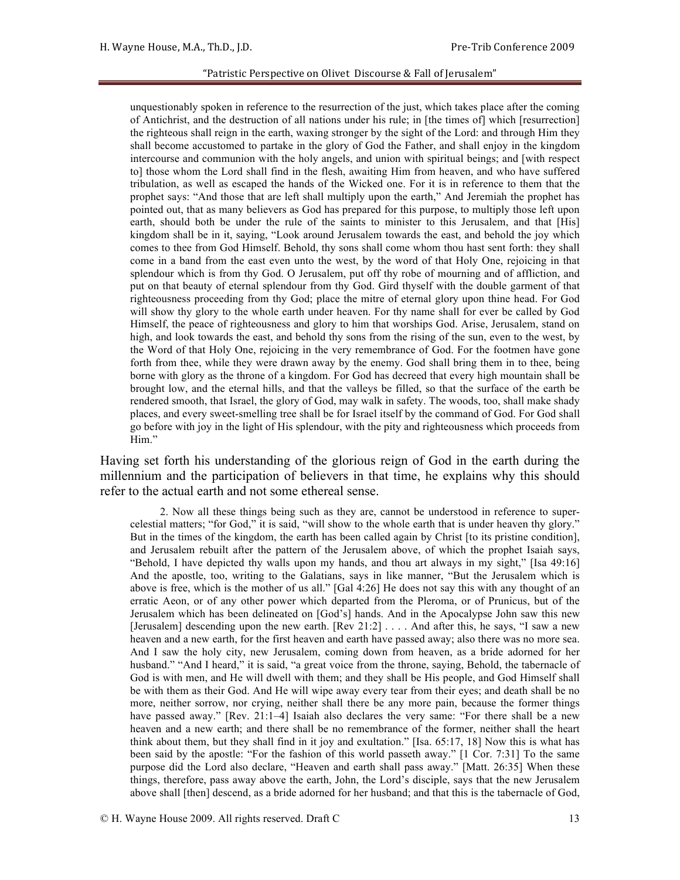> unquestionably spoken in reference to the resurrection of the just, which takes place after the coming of Antichrist, and the destruction of all nations under his rule; in [the times of] which [resurrection] the righteous shall reign in the earth, waxing stronger by the sight of the Lord: and through Him they shall become accustomed to partake in the glory of God the Father, and shall enjoy in the kingdom intercourse and communion with the holy angels, and union with spiritual beings; and [with respect to] those whom the Lord shall find in the flesh, awaiting Him from heaven, and who have suffered tribulation, as well as escaped the hands of the Wicked one. For it is in reference to them that the prophet says: "And those that are left shall multiply upon the earth," And Jeremiah the prophet has pointed out, that as many believers as God has prepared for this purpose, to multiply those left upon earth, should both be under the rule of the saints to minister to this Jerusalem, and that [His] kingdom shall be in it, saying, "Look around Jerusalem towards the east, and behold the joy which comes to thee from God Himself. Behold, thy sons shall come whom thou hast sent forth: they shall come in a band from the east even unto the west, by the word of that Holy One, rejoicing in that splendour which is from thy God. O Jerusalem, put off thy robe of mourning and of affliction, and put on that beauty of eternal splendour from thy God. Gird thyself with the double garment of that righteousness proceeding from thy God; place the mitre of eternal glory upon thine head. For God will show thy glory to the whole earth under heaven. For thy name shall for ever be called by God Himself, the peace of righteousness and glory to him that worships God. Arise, Jerusalem, stand on high, and look towards the east, and behold thy sons from the rising of the sun, even to the west, by the Word of that Holy One, rejoicing in the very remembrance of God. For the footmen have gone forth from thee, while they were drawn away by the enemy. God shall bring them in to thee, being borne with glory as the throne of a kingdom. For God has decreed that every high mountain shall be brought low, and the eternal hills, and that the valleys be filled, so that the surface of the earth be rendered smooth, that Israel, the glory of God, may walk in safety. The woods, too, shall make shady places, and every sweet-smelling tree shall be for Israel itself by the command of God. For God shall go before with joy in the light of His splendour, with the pity and righteousness which proceeds from Him."

Having set forth his understanding of the glorious reign of God in the earth during the millennium and the participation of believers in that time, he explains why this should refer to the actual earth and not some ethereal sense.

> 2. Now all these things being such as they are, cannot be understood in reference to super-celestial matters; "for God," it is said, "will show to the whole earth that is under heaven thy glory." But in the times of the kingdom, the earth has been called again by Christ [to its pristine condition], and Jerusalem rebuilt after the pattern of the Jerusalem above, of which the prophet Isaiah says, "Behold, I have depicted thy walls upon my hands, and thou art always in my sight," [Isa 49:16] And the apostle, too, writing to the Galatians, says in like manner, "But the Jerusalem which is above is free, which is the mother of us all." [Gal 4:26] He does not say this with any thought of an erratic Aeon, or of any other power which departed from the Pleroma, or of Prunicus, but of the Jerusalem which has been delineated on [God's] hands. And in the Apocalypse John saw this new [Jerusalem] descending upon the new earth. [Rev 21:2] . . . . And after this, he says, "I saw a new heaven and a new earth, for the first heaven and earth have passed away; also there was no more sea. And I saw the holy city, new Jerusalem, coming down from heaven, as a bride adorned for her husband." "And I heard," it is said, "a great voice from the throne, saying, Behold, the tabernacle of God is with men, and He will dwell with them; and they shall be His people, and God Himself shall be with them as their God. And He will wipe away every tear from their eyes; and death shall be no more, neither sorrow, nor crying, neither shall there be any more pain, because the former things have passed away." [Rev. 21:1–4] Isaiah also declares the very same: "For there shall be a new heaven and a new earth; and there shall be no remembrance of the former, neither shall the heart think about them, but they shall find in it joy and exultation." [Isa. 65:17, 18] Now this is what has been said by the apostle: "For the fashion of this world passeth away." [1 Cor. 7:31] To the same purpose did the Lord also declare, "Heaven and earth shall pass away." [Matt. 26:35] When these things, therefore, pass away above the earth, John, the Lord's disciple, says that the new Jerusalem above shall [then] descend, as a bride adorned for her husband; and that this is the tabernacle of God,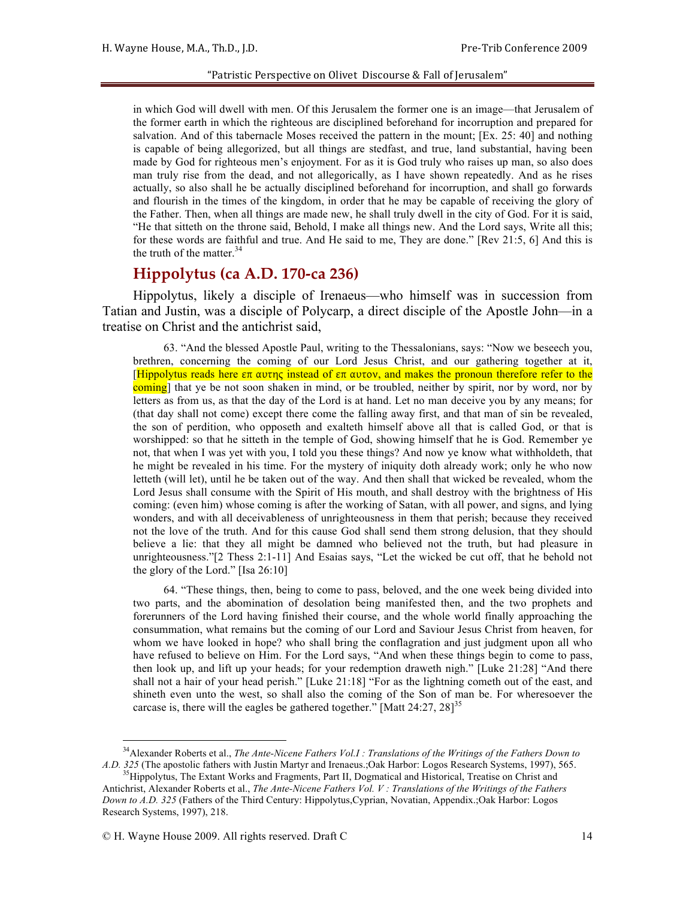in which God will dwell with men. Of this Jerusalem the former one is an image—that Jerusalem of the former earth in which the righteous are disciplined beforehand for incorruption and prepared for salvation. And of this tabernacle Moses received the pattern in the mount; [Ex. 25: 40] and nothing is capable of being allegorized, but all things are stedfast, and true, land substantial, having been made by God for righteous men's enjoyment. For as it is God truly who raises up man, so also does man truly rise from the dead, and not allegorically, as I have shown repeatedly. And as he rises actually, so also shall he be actually disciplined beforehand for incorruption, and shall go forwards and flourish in the times of the kingdom, in order that he may be capable of receiving the glory of the Father. Then, when all things are made new, he shall truly dwell in the city of God. For it is said, "He that sitteth on the throne said, Behold, I make all things new. And the Lord says, Write all this; for these words are faithful and true. And He said to me, They are done." [Rev 21:5, 6] And this is the truth of the matter.[34]

## Hippolytus (ca A.D. 170-ca 236)

Hippolytus, likely a disciple of Irenaeus—who himself was in succession from Tatian and Justin, was a disciple of Polycarp, a direct disciple of the Apostle John—in a treatise on Christ and the antichrist said,

> 63. "And the blessed Apostle Paul, writing to the Thessalonians, says: "Now we beseech you, brethren, concerning the coming of our Lord Jesus Christ, and our gathering together at it, [Hippolytus reads here επ αυτης instead of επ αυτον, and makes the pronoun therefore refer to the coming] that ye be not soon shaken in mind, or be troubled, neither by spirit, nor by word, nor by letters as from us, as that the day of the Lord is at hand. Let no man deceive you by any means; for (that day shall not come) except there come the falling away first, and that man of sin be revealed, the son of perdition, who opposeth and exalteth himself above all that is called God, or that is worshipped: so that he sitteth in the temple of God, showing himself that he is God. Remember ye not, that when I was yet with you, I told you these things? And now ye know what withholdeth, that he might be revealed in his time. For the mystery of iniquity doth already work; only he who now letteth (will let), until he be taken out of the way. And then shall that wicked be revealed, whom the Lord Jesus shall consume with the Spirit of His mouth, and shall destroy with the brightness of His coming: (even him) whose coming is after the working of Satan, with all power, and signs, and lying wonders, and with all deceivableness of unrighteousness in them that perish; because they received not the love of the truth. And for this cause God shall send them strong delusion, that they should believe a lie: that they all might be damned who believed not the truth, but had pleasure in unrighteousness."[2 Thess 2:1-11] And Esaias says, "Let the wicked be cut off, that he behold not the glory of the Lord." [Isa 26:10]
>
> 64. "These things, then, being to come to pass, beloved, and the one week being divided into two parts, and the abomination of desolation being manifested then, and the two prophets and forerunners of the Lord having finished their course, and the whole world finally approaching the consummation, what remains but the coming of our Lord and Saviour Jesus Christ from heaven, for whom we have looked in hope? who shall bring the conflagration and just judgment upon all who have refused to believe on Him. For the Lord says, "And when these things begin to come to pass, then look up, and lift up your heads; for your redemption draweth nigh." [Luke 21:28] "And there shall not a hair of your head perish." [Luke 21:18] "For as the lightning cometh out of the east, and shineth even unto the west, so shall also the coming of the Son of man be. For wheresoever the carcase is, there will the eagles be gathered together." [Matt 24:27, 28][35]

---

[34] Alexander Roberts et al., *The Ante-Nicene Fathers Vol.I : Translations of the Writings of the Fathers Down to A.D. 325* (The apostolic fathers with Justin Martyr and Irenaeus.;Oak Harbor: Logos Research Systems, 1997), 565.

[35] Hippolytus, The Extant Works and Fragments, Part II, Dogmatical and Historical, Treatise on Christ and Antichrist, Alexander Roberts et al., *The Ante-Nicene Fathers Vol. V : Translations of the Writings of the Fathers Down to A.D. 325* (Fathers of the Third Century: Hippolytus,Cyprian, Novatian, Appendix.;Oak Harbor: Logos Research Systems, 1997), 218.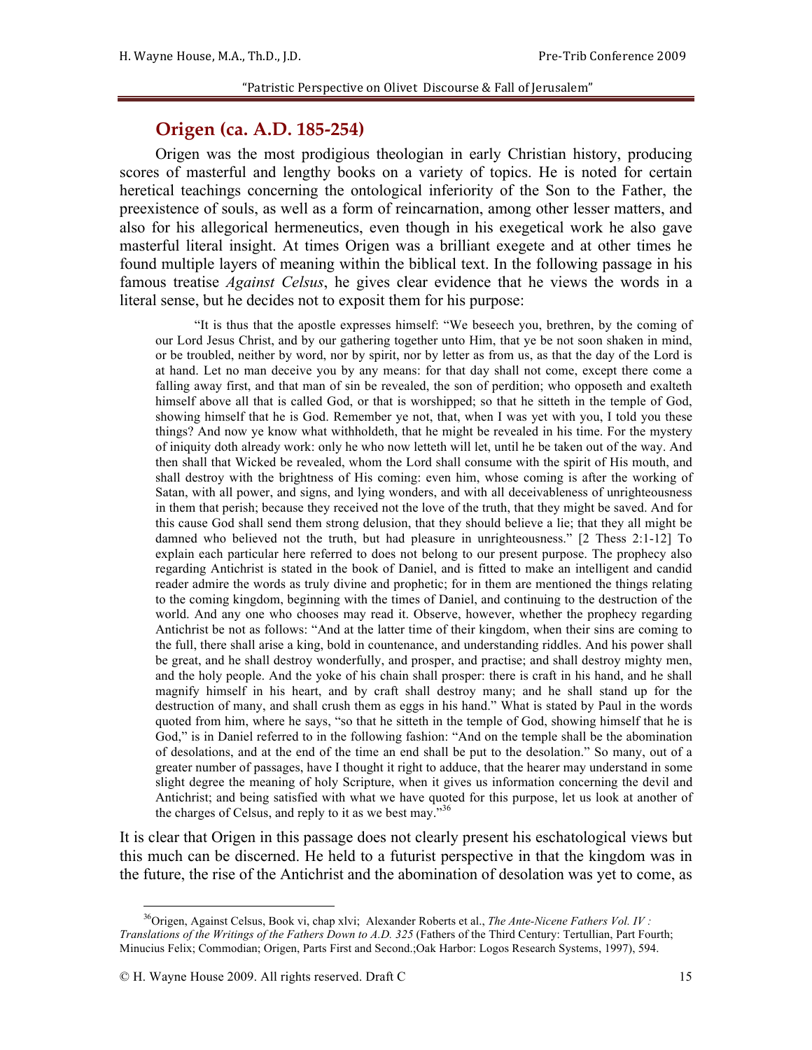## Origen (ca. A.D. 185-254)

Origen was the most prodigious theologian in early Christian history, producing scores of masterful and lengthy books on a variety of topics. He is noted for certain heretical teachings concerning the ontological inferiority of the Son to the Father, the preexistence of souls, as well as a form of reincarnation, among other lesser matters, and also for his allegorical hermeneutics, even though in his exegetical work he also gave masterful literal insight. At times Origen was a brilliant exegete and at other times he found multiple layers of meaning within the biblical text. In the following passage in his famous treatise *Against Celsus*, he gives clear evidence that he views the words in a literal sense, but he decides not to exposit them for his purpose:

> "It is thus that the apostle expresses himself: "We beseech you, brethren, by the coming of our Lord Jesus Christ, and by our gathering together unto Him, that ye be not soon shaken in mind, or be troubled, neither by word, nor by spirit, nor by letter as from us, as that the day of the Lord is at hand. Let no man deceive you by any means: for that day shall not come, except there come a falling away first, and that man of sin be revealed, the son of perdition; who opposeth and exalteth himself above all that is called God, or that is worshipped; so that he sitteth in the temple of God, showing himself that he is God. Remember ye not, that, when I was yet with you, I told you these things? And now ye know what withholdeth, that he might be revealed in his time. For the mystery of iniquity doth already work: only he who now letteth will let, until he be taken out of the way. And then shall that Wicked be revealed, whom the Lord shall consume with the spirit of His mouth, and shall destroy with the brightness of His coming: even him, whose coming is after the working of Satan, with all power, and signs, and lying wonders, and with all deceivableness of unrighteousness in them that perish; because they received not the love of the truth, that they might be saved. And for this cause God shall send them strong delusion, that they should believe a lie; that they all might be damned who believed not the truth, but had pleasure in unrighteousness." [2 Thess 2:1-12] To explain each particular here referred to does not belong to our present purpose. The prophecy also regarding Antichrist is stated in the book of Daniel, and is fitted to make an intelligent and candid reader admire the words as truly divine and prophetic; for in them are mentioned the things relating to the coming kingdom, beginning with the times of Daniel, and continuing to the destruction of the world. And any one who chooses may read it. Observe, however, whether the prophecy regarding Antichrist be not as follows: "And at the latter time of their kingdom, when their sins are coming to the full, there shall arise a king, bold in countenance, and understanding riddles. And his power shall be great, and he shall destroy wonderfully, and prosper, and practise; and shall destroy mighty men, and the holy people. And the yoke of his chain shall prosper: there is craft in his hand, and he shall magnify himself in his heart, and by craft shall destroy many; and he shall stand up for the destruction of many, and shall crush them as eggs in his hand." What is stated by Paul in the words quoted from him, where he says, "so that he sitteth in the temple of God, showing himself that he is God," is in Daniel referred to in the following fashion: "And on the temple shall be the abomination of desolations, and at the end of the time an end shall be put to the desolation." So many, out of a greater number of passages, have I thought it right to adduce, that the hearer may understand in some slight degree the meaning of holy Scripture, when it gives us information concerning the devil and Antichrist; and being satisfied with what we have quoted for this purpose, let us look at another of the charges of Celsus, and reply to it as we best may."[36]

It is clear that Origen in this passage does not clearly present his eschatological views but this much can be discerned. He held to a futurist perspective in that the kingdom was in the future, the rise of the Antichrist and the abomination of desolation was yet to come, as

[36] Origen, Against Celsus, Book vi, chap xlvi; Alexander Roberts et al., *The Ante-Nicene Fathers Vol. IV : Translations of the Writings of the Fathers Down to A.D. 325* (Fathers of the Third Century: Tertullian, Part Fourth; Minucius Felix; Commodian; Origen, Parts First and Second.;Oak Harbor: Logos Research Systems, 1997), 594.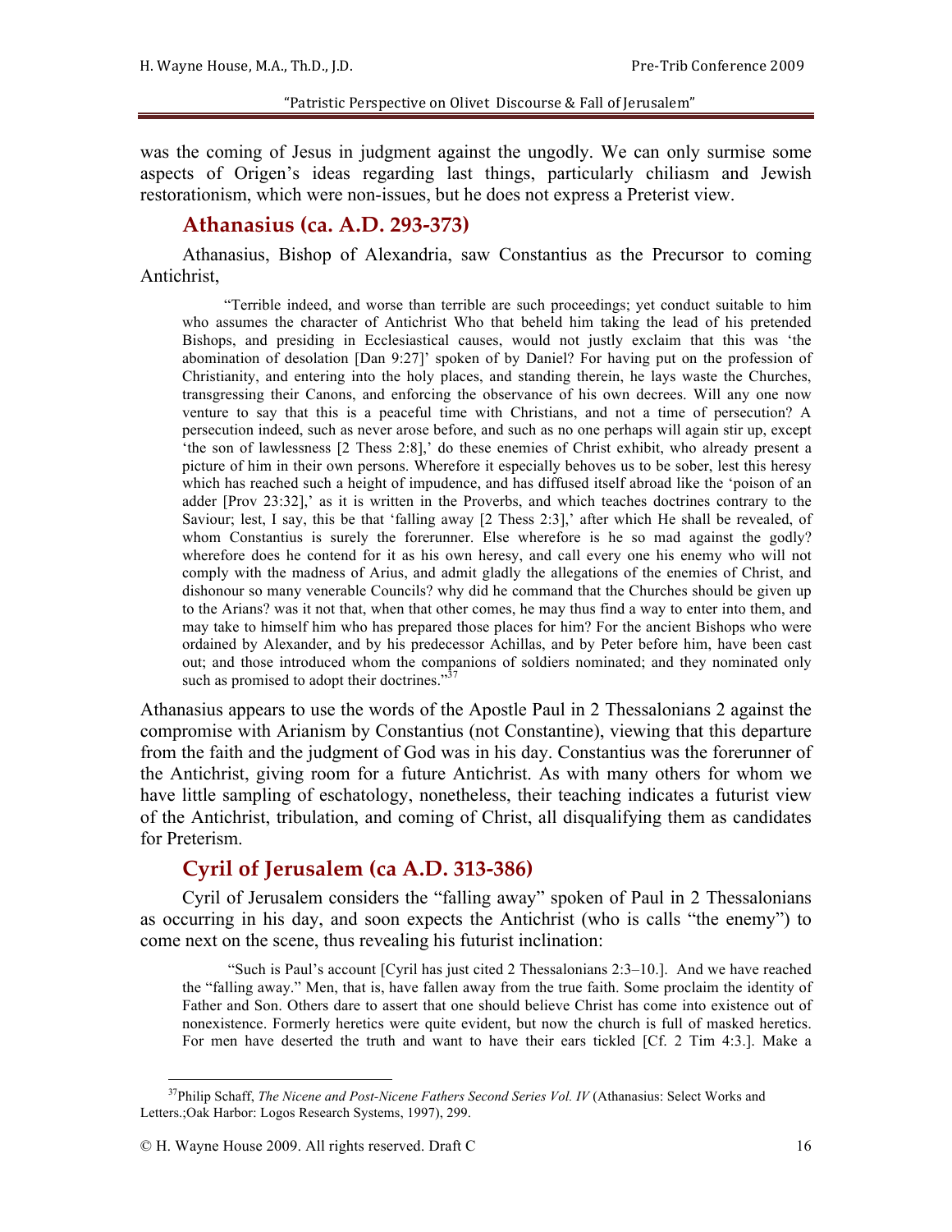was the coming of Jesus in judgment against the ungodly. We can only surmise some aspects of Origen's ideas regarding last things, particularly chiliasm and Jewish restorationism, which were non-issues, but he does not express a Preterist view.

## Athanasius (ca. A.D. 293-373)

Athanasius, Bishop of Alexandria, saw Constantius as the Precursor to coming Antichrist,

> "Terrible indeed, and worse than terrible are such proceedings; yet conduct suitable to him who assumes the character of Antichrist Who that beheld him taking the lead of his pretended Bishops, and presiding in Ecclesiastical causes, would not justly exclaim that this was 'the abomination of desolation [Dan 9:27]' spoken of by Daniel? For having put on the profession of Christianity, and entering into the holy places, and standing therein, he lays waste the Churches, transgressing their Canons, and enforcing the observance of his own decrees. Will any one now venture to say that this is a peaceful time with Christians, and not a time of persecution? A persecution indeed, such as never arose before, and such as no one perhaps will again stir up, except 'the son of lawlessness [2 Thess 2:8],' do these enemies of Christ exhibit, who already present a picture of him in their own persons. Wherefore it especially behoves us to be sober, lest this heresy which has reached such a height of impudence, and has diffused itself abroad like the 'poison of an adder [Prov 23:32],' as it is written in the Proverbs, and which teaches doctrines contrary to the Saviour; lest, I say, this be that 'falling away [2 Thess 2:3],' after which He shall be revealed, of whom Constantius is surely the forerunner. Else wherefore is he so mad against the godly? wherefore does he contend for it as his own heresy, and call every one his enemy who will not comply with the madness of Arius, and admit gladly the allegations of the enemies of Christ, and dishonour so many venerable Councils? why did he command that the Churches should be given up to the Arians? was it not that, when that other comes, he may thus find a way to enter into them, and may take to himself him who has prepared those places for him? For the ancient Bishops who were ordained by Alexander, and by his predecessor Achillas, and by Peter before him, have been cast out; and those introduced whom the companions of soldiers nominated; and they nominated only such as promised to adopt their doctrines."[37]

Athanasius appears to use the words of the Apostle Paul in 2 Thessalonians 2 against the compromise with Arianism by Constantius (not Constantine), viewing that this departure from the faith and the judgment of God was in his day. Constantius was the forerunner of the Antichrist, giving room for a future Antichrist. As with many others for whom we have little sampling of eschatology, nonetheless, their teaching indicates a futurist view of the Antichrist, tribulation, and coming of Christ, all disqualifying them as candidates for Preterism.

## Cyril of Jerusalem (ca A.D. 313-386)

Cyril of Jerusalem considers the "falling away" spoken of Paul in 2 Thessalonians as occurring in his day, and soon expects the Antichrist (who is calls "the enemy") to come next on the scene, thus revealing his futurist inclination:

> "Such is Paul's account [Cyril has just cited 2 Thessalonians 2:3–10.]. And we have reached the "falling away." Men, that is, have fallen away from the true faith. Some proclaim the identity of Father and Son. Others dare to assert that one should believe Christ has come into existence out of nonexistence. Formerly heretics were quite evident, but now the church is full of masked heretics. For men have deserted the truth and want to have their ears tickled [Cf. 2 Tim 4:3.]. Make a

[37] Philip Schaff, *The Nicene and Post-Nicene Fathers Second Series Vol. IV* (Athanasius: Select Works and Letters.;Oak Harbor: Logos Research Systems, 1997), 299.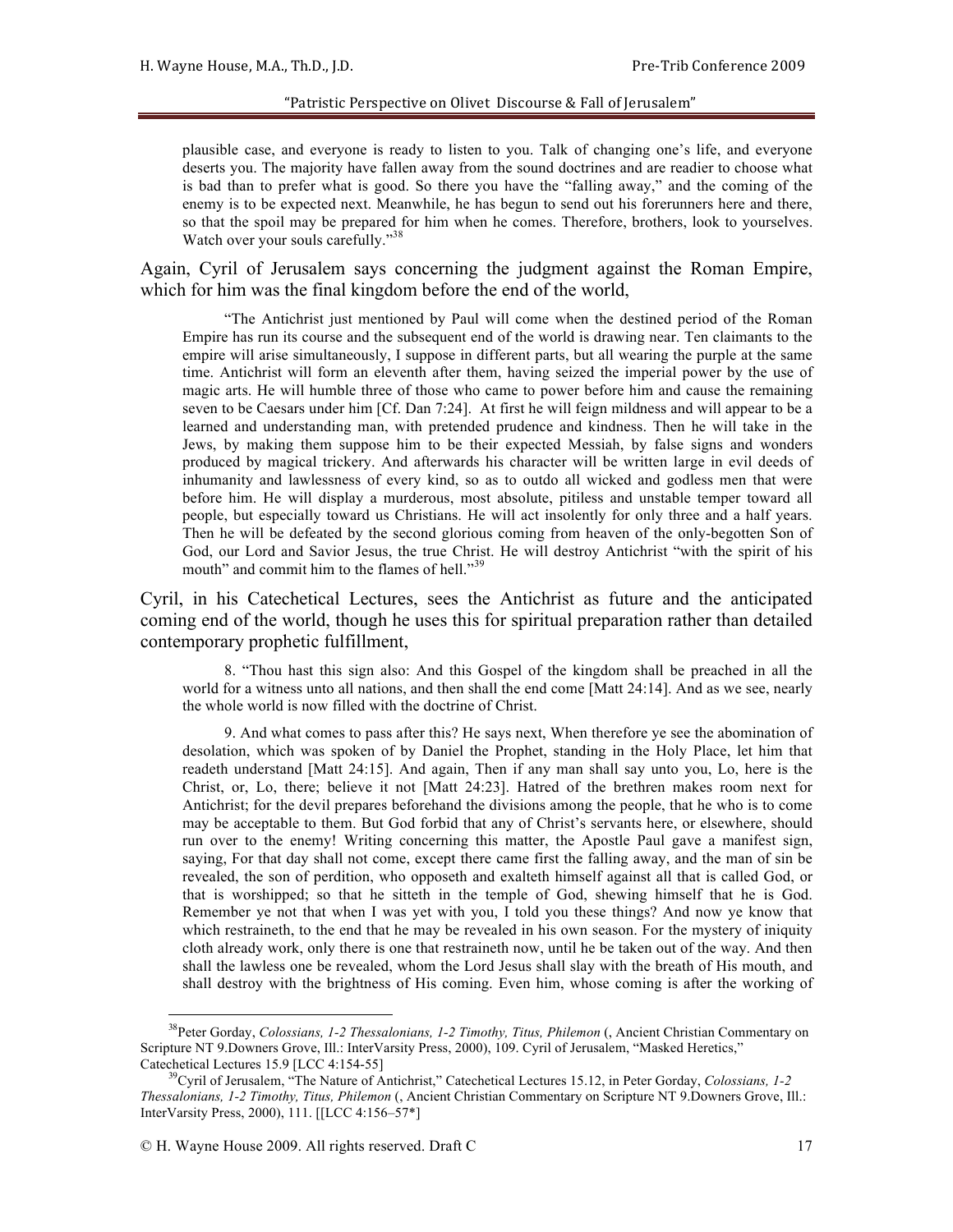> plausible case, and everyone is ready to listen to you. Talk of changing one's life, and everyone deserts you. The majority have fallen away from the sound doctrines and are readier to choose what is bad than to prefer what is good. So there you have the "falling away," and the coming of the enemy is to be expected next. Meanwhile, he has begun to send out his forerunners here and there, so that the spoil may be prepared for him when he comes. Therefore, brothers, look to yourselves. Watch over your souls carefully."[38]

Again, Cyril of Jerusalem says concerning the judgment against the Roman Empire, which for him was the final kingdom before the end of the world,

> "The Antichrist just mentioned by Paul will come when the destined period of the Roman Empire has run its course and the subsequent end of the world is drawing near. Ten claimants to the empire will arise simultaneously, I suppose in different parts, but all wearing the purple at the same time. Antichrist will form an eleventh after them, having seized the imperial power by the use of magic arts. He will humble three of those who came to power before him and cause the remaining seven to be Caesars under him [Cf. Dan 7:24]. At first he will feign mildness and will appear to be a learned and understanding man, with pretended prudence and kindness. Then he will take in the Jews, by making them suppose him to be their expected Messiah, by false signs and wonders produced by magical trickery. And afterwards his character will be written large in evil deeds of inhumanity and lawlessness of every kind, so as to outdo all wicked and godless men that were before him. He will display a murderous, most absolute, pitiless and unstable temper toward all people, but especially toward us Christians. He will act insolently for only three and a half years. Then he will be defeated by the second glorious coming from heaven of the only-begotten Son of God, our Lord and Savior Jesus, the true Christ. He will destroy Antichrist "with the spirit of his mouth" and commit him to the flames of hell."[39]

Cyril, in his Catechetical Lectures, sees the Antichrist as future and the anticipated coming end of the world, though he uses this for spiritual preparation rather than detailed contemporary prophetic fulfillment,

> 8. "Thou hast this sign also: And this Gospel of the kingdom shall be preached in all the world for a witness unto all nations, and then shall the end come [Matt 24:14]. And as we see, nearly the whole world is now filled with the doctrine of Christ.
>
> 9. And what comes to pass after this? He says next, When therefore ye see the abomination of desolation, which was spoken of by Daniel the Prophet, standing in the Holy Place, let him that readeth understand [Matt 24:15]. And again, Then if any man shall say unto you, Lo, here is the Christ, or, Lo, there; believe it not [Matt 24:23]. Hatred of the brethren makes room next for Antichrist; for the devil prepares beforehand the divisions among the people, that he who is to come may be acceptable to them. But God forbid that any of Christ's servants here, or elsewhere, should run over to the enemy! Writing concerning this matter, the Apostle Paul gave a manifest sign, saying, For that day shall not come, except there came first the falling away, and the man of sin be revealed, the son of perdition, who opposeth and exalteth himself against all that is called God, or that is worshipped; so that he sitteth in the temple of God, shewing himself that he is God. Remember ye not that when I was yet with you, I told you these things? And now ye know that which restraineth, to the end that he may be revealed in his own season. For the mystery of iniquity cloth already work, only there is one that restraineth now, until he be taken out of the way. And then shall the lawless one be revealed, whom the Lord Jesus shall slay with the breath of His mouth, and shall destroy with the brightness of His coming. Even him, whose coming is after the working of

---

[38] Peter Gorday, *Colossians, 1-2 Thessalonians, 1-2 Timothy, Titus, Philemon* (, Ancient Christian Commentary on Scripture NT 9.Downers Grove, Ill.: InterVarsity Press, 2000), 109. Cyril of Jerusalem, "Masked Heretics," Catechetical Lectures 15.9 [LCC 4:154-55]

[39] Cyril of Jerusalem, "The Nature of Antichrist," Catechetical Lectures 15.12, in Peter Gorday, *Colossians, 1-2 Thessalonians, 1-2 Timothy, Titus, Philemon* (, Ancient Christian Commentary on Scripture NT 9.Downers Grove, Ill.: InterVarsity Press, 2000), 111. [[LCC 4:156–57*]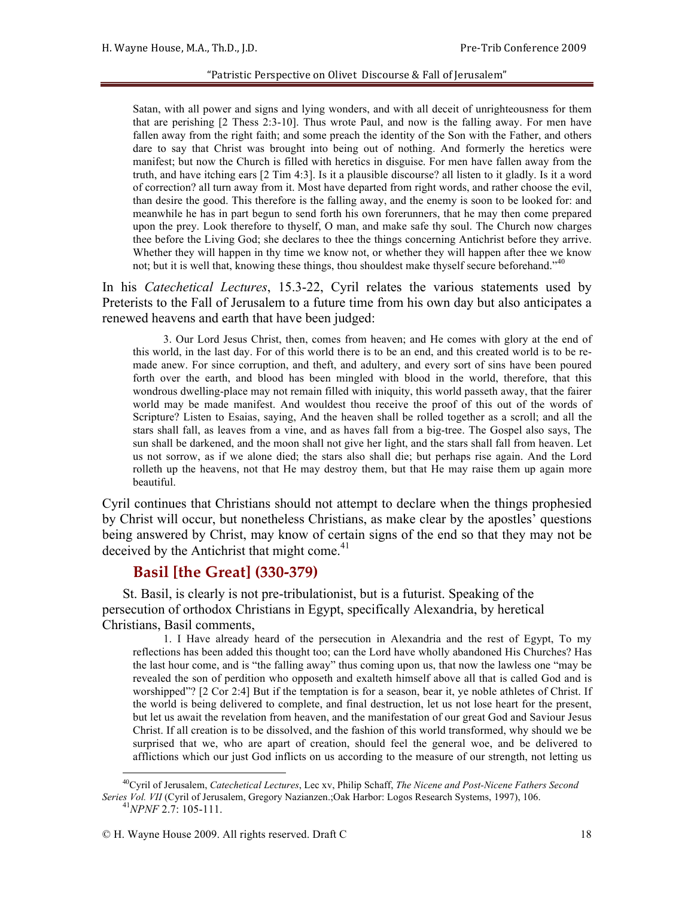> Satan, with all power and signs and lying wonders, and with all deceit of unrighteousness for them that are perishing [2 Thess 2:3-10]. Thus wrote Paul, and now is the falling away. For men have fallen away from the right faith; and some preach the identity of the Son with the Father, and others dare to say that Christ was brought into being out of nothing. And formerly the heretics were manifest; but now the Church is filled with heretics in disguise. For men have fallen away from the truth, and have itching ears [2 Tim 4:3]. Is it a plausible discourse? all listen to it gladly. Is it a word of correction? all turn away from it. Most have departed from right words, and rather choose the evil, than desire the good. This therefore is the falling away, and the enemy is soon to be looked for: and meanwhile he has in part begun to send forth his own forerunners, that he may then come prepared upon the prey. Look therefore to thyself, O man, and make safe thy soul. The Church now charges thee before the Living God; she declares to thee the things concerning Antichrist before they arrive. Whether they will happen in thy time we know not, or whether they will happen after thee we know not; but it is well that, knowing these things, thou shouldest make thyself secure beforehand."[40]

In his *Catechetical Lectures*, 15.3-22, Cyril relates the various statements used by Preterists to the Fall of Jerusalem to a future time from his own day but also anticipates a renewed heavens and earth that have been judged:

> 3. Our Lord Jesus Christ, then, comes from heaven; and He comes with glory at the end of this world, in the last day. For of this world there is to be an end, and this created world is to be re-made anew. For since corruption, and theft, and adultery, and every sort of sins have been poured forth over the earth, and blood has been mingled with blood in the world, therefore, that this wondrous dwelling-place may not remain filled with iniquity, this world passeth away, that the fairer world may be made manifest. And wouldest thou receive the proof of this out of the words of Scripture? Listen to Esaias, saying, And the heaven shall be rolled together as a scroll; and all the stars shall fall, as leaves from a vine, and as haves fall from a big-tree. The Gospel also says, The sun shall be darkened, and the moon shall not give her light, and the stars shall fall from heaven. Let us not sorrow, as if we alone died; the stars also shall die; but perhaps rise again. And the Lord rolleth up the heavens, not that He may destroy them, but that He may raise them up again more beautiful.

Cyril continues that Christians should not attempt to declare when the things prophesied by Christ will occur, but nonetheless Christians, as make clear by the apostles' questions being answered by Christ, may know of certain signs of the end so that they may not be deceived by the Antichrist that might come.[41]

## Basil [the Great] (330-379)

St. Basil, is clearly is not pre-tribulationist, but is a futurist. Speaking of the persecution of orthodox Christians in Egypt, specifically Alexandria, by heretical Christians, Basil comments,

> 1. I Have already heard of the persecution in Alexandria and the rest of Egypt, To my reflections has been added this thought too; can the Lord have wholly abandoned His Churches? Has the last hour come, and is "the falling away" thus coming upon us, that now the lawless one "may be revealed the son of perdition who opposeth and exalteth himself above all that is called God and is worshipped"? [2 Cor 2:4] But if the temptation is for a season, bear it, ye noble athletes of Christ. If the world is being delivered to complete, and final destruction, let us not lose heart for the present, but let us await the revelation from heaven, and the manifestation of our great God and Saviour Jesus Christ. If all creation is to be dissolved, and the fashion of this world transformed, why should we be surprised that we, who are apart of creation, should feel the general woe, and be delivered to afflictions which our just God inflicts on us according to the measure of our strength, not letting us

---

[40] Cyril of Jerusalem, *Catechetical Lectures*, Lec xv, Philip Schaff, *The Nicene and Post-Nicene Fathers Second Series Vol. VII* (Cyril of Jerusalem, Gregory Nazianzen.;Oak Harbor: Logos Research Systems, 1997), 106.

[41] *NPNF* 2.7: 105-111.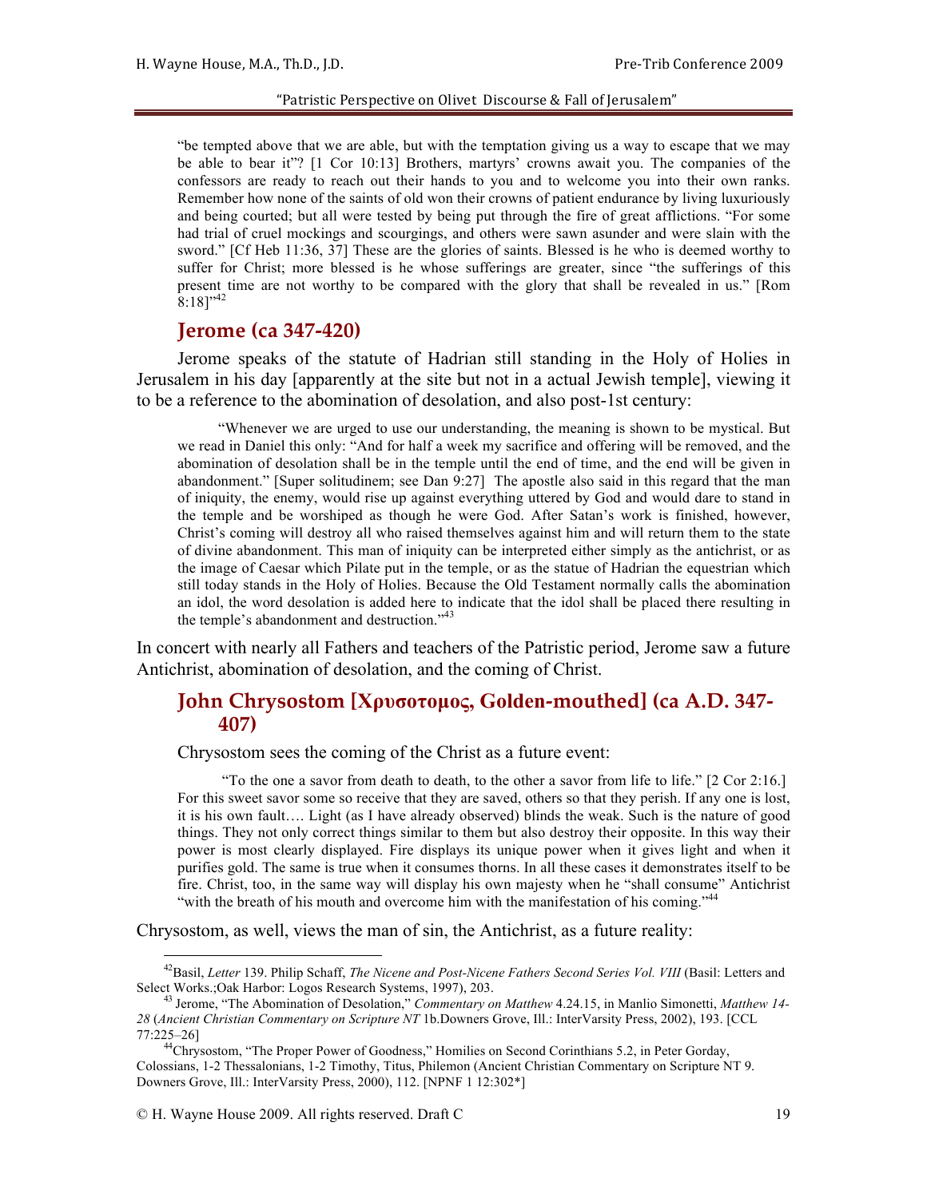> "be tempted above that we are able, but with the temptation giving us a way to escape that we may be able to bear it"? [1 Cor 10:13] Brothers, martyrs' crowns await you. The companies of the confessors are ready to reach out their hands to you and to welcome you into their own ranks. Remember how none of the saints of old won their crowns of patient endurance by living luxuriously and being courted; but all were tested by being put through the fire of great afflictions. "For some had trial of cruel mockings and scourgings, and others were sawn asunder and were slain with the sword." [Cf Heb 11:36, 37] These are the glories of saints. Blessed is he who is deemed worthy to suffer for Christ; more blessed is he whose sufferings are greater, since "the sufferings of this present time are not worthy to be compared with the glory that shall be revealed in us." [Rom 8:18]"[42]

## Jerome (ca 347-420)

Jerome speaks of the statute of Hadrian still standing in the Holy of Holies in Jerusalem in his day [apparently at the site but not in a actual Jewish temple], viewing it to be a reference to the abomination of desolation, and also post-1st century:

> "Whenever we are urged to use our understanding, the meaning is shown to be mystical. But we read in Daniel this only: "And for half a week my sacrifice and offering will be removed, and the abomination of desolation shall be in the temple until the end of time, and the end will be given in abandonment." [Super solitudinem; see Dan 9:27] The apostle also said in this regard that the man of iniquity, the enemy, would rise up against everything uttered by God and would dare to stand in the temple and be worshiped as though he were God. After Satan's work is finished, however, Christ's coming will destroy all who raised themselves against him and will return them to the state of divine abandonment. This man of iniquity can be interpreted either simply as the antichrist, or as the image of Caesar which Pilate put in the temple, or as the statue of Hadrian the equestrian which still today stands in the Holy of Holies. Because the Old Testament normally calls the abomination an idol, the word desolation is added here to indicate that the idol shall be placed there resulting in the temple's abandonment and destruction."[43]

In concert with nearly all Fathers and teachers of the Patristic period, Jerome saw a future Antichrist, abomination of desolation, and the coming of Christ.

## John Chrysostom [Χρυσοτομος, Golden-mouthed] (ca A.D. 347-407)

Chrysostom sees the coming of the Christ as a future event:

> "To the one a savor from death to death, to the other a savor from life to life." [2 Cor 2:16.] For this sweet savor some so receive that they are saved, others so that they perish. If any one is lost, it is his own fault…. Light (as I have already observed) blinds the weak. Such is the nature of good things. They not only correct things similar to them but also destroy their opposite. In this way their power is most clearly displayed. Fire displays its unique power when it gives light and when it purifies gold. The same is true when it consumes thorns. In all these cases it demonstrates itself to be fire. Christ, too, in the same way will display his own majesty when he "shall consume" Antichrist "with the breath of his mouth and overcome him with the manifestation of his coming."[44]

Chrysostom, as well, views the man of sin, the Antichrist, as a future reality:

---

[42] Basil, *Letter* 139. Philip Schaff, *The Nicene and Post-Nicene Fathers Second Series Vol. VIII* (Basil: Letters and Select Works.;Oak Harbor: Logos Research Systems, 1997), 203.

[43] Jerome, "The Abomination of Desolation," *Commentary on Matthew* 4.24.15, in Manlio Simonetti, *Matthew 14-28* (*Ancient Christian Commentary on Scripture NT* 1b.Downers Grove, Ill.: InterVarsity Press, 2002), 193. [CCL 77:225–26]

[44] Chrysostom, "The Proper Power of Goodness," Homilies on Second Corinthians 5.2, in Peter Gorday, Colossians, 1-2 Thessalonians, 1-2 Timothy, Titus, Philemon (Ancient Christian Commentary on Scripture NT 9. Downers Grove, Ill.: InterVarsity Press, 2000), 112. [NPNF 1 12:302*]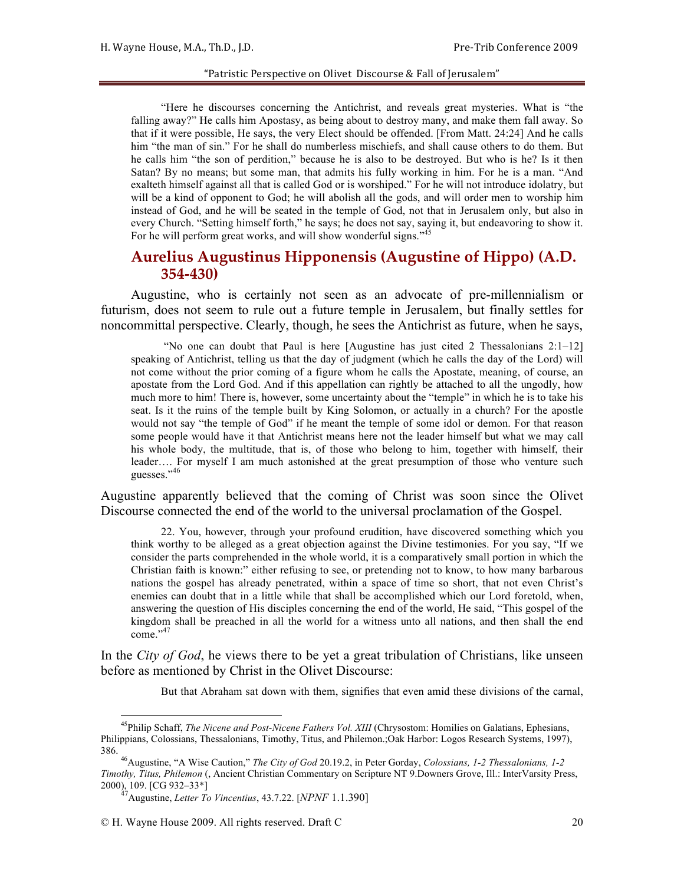"Here he discourses concerning the Antichrist, and reveals great mysteries. What is "the falling away?" He calls him Apostasy, as being about to destroy many, and make them fall away. So that if it were possible, He says, the very Elect should be offended. [From Matt. 24:24] And he calls him "the man of sin." For he shall do numberless mischiefs, and shall cause others to do them. But he calls him "the son of perdition," because he is also to be destroyed. But who is he? Is it then Satan? By no means; but some man, that admits his fully working in him. For he is a man. "And exalteth himself against all that is called God or is worshiped." For he will not introduce idolatry, but will be a kind of opponent to God; he will abolish all the gods, and will order men to worship him instead of God, and he will be seated in the temple of God, not that in Jerusalem only, but also in every Church. "Setting himself forth," he says; he does not say, saying it, but endeavoring to show it. For he will perform great works, and will show wonderful signs."[45]

## Aurelius Augustinus Hipponensis (Augustine of Hippo) (A.D. 354-430)

Augustine, who is certainly not seen as an advocate of pre-millennialism or futurism, does not seem to rule out a future temple in Jerusalem, but finally settles for noncommittal perspective. Clearly, though, he sees the Antichrist as future, when he says,

> "No one can doubt that Paul is here [Augustine has just cited 2 Thessalonians 2:1–12] speaking of Antichrist, telling us that the day of judgment (which he calls the day of the Lord) will not come without the prior coming of a figure whom he calls the Apostate, meaning, of course, an apostate from the Lord God. And if this appellation can rightly be attached to all the ungodly, how much more to him! There is, however, some uncertainty about the "temple" in which he is to take his seat. Is it the ruins of the temple built by King Solomon, or actually in a church? For the apostle would not say "the temple of God" if he meant the temple of some idol or demon. For that reason some people would have it that Antichrist means here not the leader himself but what we may call his whole body, the multitude, that is, of those who belong to him, together with himself, their leader…. For myself I am much astonished at the great presumption of those who venture such guesses."[46]

Augustine apparently believed that the coming of Christ was soon since the Olivet Discourse connected the end of the world to the universal proclamation of the Gospel.

> 22. You, however, through your profound erudition, have discovered something which you think worthy to be alleged as a great objection against the Divine testimonies. For you say, "If we consider the parts comprehended in the whole world, it is a comparatively small portion in which the Christian faith is known:" either refusing to see, or pretending not to know, to how many barbarous nations the gospel has already penetrated, within a space of time so short, that not even Christ's enemies can doubt that in a little while that shall be accomplished which our Lord foretold, when, answering the question of His disciples concerning the end of the world, He said, "This gospel of the kingdom shall be preached in all the world for a witness unto all nations, and then shall the end come."[47]

In the *City of God*, he views there to be yet a great tribulation of Christians, like unseen before as mentioned by Christ in the Olivet Discourse:

> But that Abraham sat down with them, signifies that even amid these divisions of the carnal,

---

[45] Philip Schaff, *The Nicene and Post-Nicene Fathers Vol. XIII* (Chrysostom: Homilies on Galatians, Ephesians, Philippians, Colossians, Thessalonians, Timothy, Titus, and Philemon.;Oak Harbor: Logos Research Systems, 1997), 386.

[46] Augustine, "A Wise Caution," *The City of God* 20.19.2, in Peter Gorday, *Colossians, 1-2 Thessalonians, 1-2 Timothy, Titus, Philemon* (, Ancient Christian Commentary on Scripture NT 9.Downers Grove, Ill.: InterVarsity Press, 2000), 109. [CG 932–33*]

[47] Augustine, *Letter To Vincentius*, 43.7.22. [*NPNF* 1.1.390]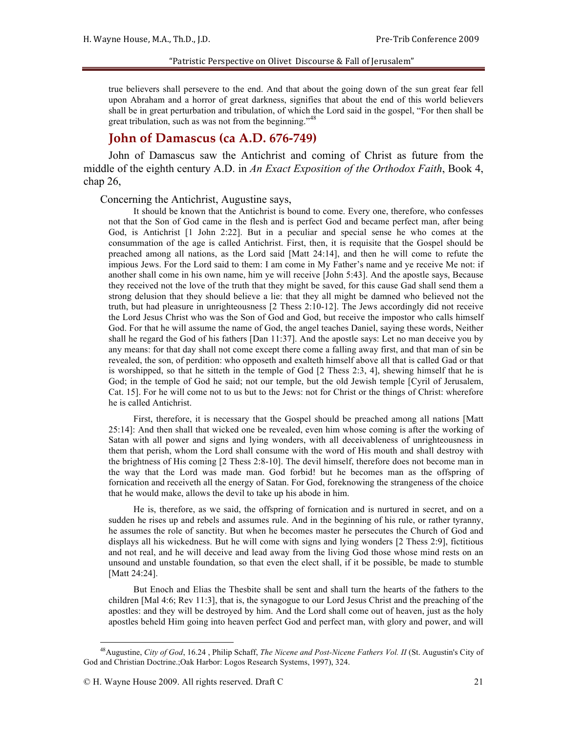true believers shall persevere to the end. And that about the going down of the sun great fear fell upon Abraham and a horror of great darkness, signifies that about the end of this world believers shall be in great perturbation and tribulation, of which the Lord said in the gospel, "For then shall be great tribulation, such as was not from the beginning."[48]

## John of Damascus (ca A.D. 676-749)

John of Damascus saw the Antichrist and coming of Christ as future from the middle of the eighth century A.D. in *An Exact Exposition of the Orthodox Faith*, Book 4, chap 26,

Concerning the Antichrist, Augustine says,

> It should be known that the Antichrist is bound to come. Every one, therefore, who confesses not that the Son of God came in the flesh and is perfect God and became perfect man, after being God, is Antichrist [1 John 2:22]. But in a peculiar and special sense he who comes at the consummation of the age is called Antichrist. First, then, it is requisite that the Gospel should be preached among all nations, as the Lord said [Matt 24:14], and then he will come to refute the impious Jews. For the Lord said to them: I am come in My Father's name and ye receive Me not: if another shall come in his own name, him ye will receive [John 5:43]. And the apostle says, Because they received not the love of the truth that they might be saved, for this cause Gad shall send them a strong delusion that they should believe a lie: that they all might be damned who believed not the truth, but had pleasure in unrighteousness [2 Thess 2:10-12]. The Jews accordingly did not receive the Lord Jesus Christ who was the Son of God and God, but receive the impostor who calls himself God. For that he will assume the name of God, the angel teaches Daniel, saying these words, Neither shall he regard the God of his fathers [Dan 11:37]. And the apostle says: Let no man deceive you by any means: for that day shall not come except there come a falling away first, and that man of sin be revealed, the son, of perdition: who opposeth and exalteth himself above all that is called Gad or that is worshipped, so that he sitteth in the temple of God [2 Thess 2:3, 4], shewing himself that he is God; in the temple of God he said; not our temple, but the old Jewish temple [Cyril of Jerusalem, Cat. 15]. For he will come not to us but to the Jews: not for Christ or the things of Christ: wherefore he is called Antichrist.
>
> First, therefore, it is necessary that the Gospel should be preached among all nations [Matt 25:14]: And then shall that wicked one be revealed, even him whose coming is after the working of Satan with all power and signs and lying wonders, with all deceivableness of unrighteousness in them that perish, whom the Lord shall consume with the word of His mouth and shall destroy with the brightness of His coming [2 Thess 2:8-10]. The devil himself, therefore does not become man in the way that the Lord was made man. God forbid! but he becomes man as the offspring of fornication and receiveth all the energy of Satan. For God, foreknowing the strangeness of the choice that he would make, allows the devil to take up his abode in him.
>
> He is, therefore, as we said, the offspring of fornication and is nurtured in secret, and on a sudden he rises up and rebels and assumes rule. And in the beginning of his rule, or rather tyranny, he assumes the role of sanctity. But when he becomes master he persecutes the Church of God and displays all his wickedness. But he will come with signs and lying wonders [2 Thess 2:9], fictitious and not real, and he will deceive and lead away from the living God those whose mind rests on an unsound and unstable foundation, so that even the elect shall, if it be possible, be made to stumble [Matt 24:24].
>
> But Enoch and Elias the Thesbite shall be sent and shall turn the hearts of the fathers to the children [Mal 4:6; Rev 11:3], that is, the synagogue to our Lord Jesus Christ and the preaching of the apostles: and they will be destroyed by him. And the Lord shall come out of heaven, just as the holy apostles beheld Him going into heaven perfect God and perfect man, with glory and power, and will

---

[48] Augustine, *City of God*, 16.24 , Philip Schaff, *The Nicene and Post-Nicene Fathers Vol. II* (St. Augustin's City of God and Christian Doctrine.;Oak Harbor: Logos Research Systems, 1997), 324.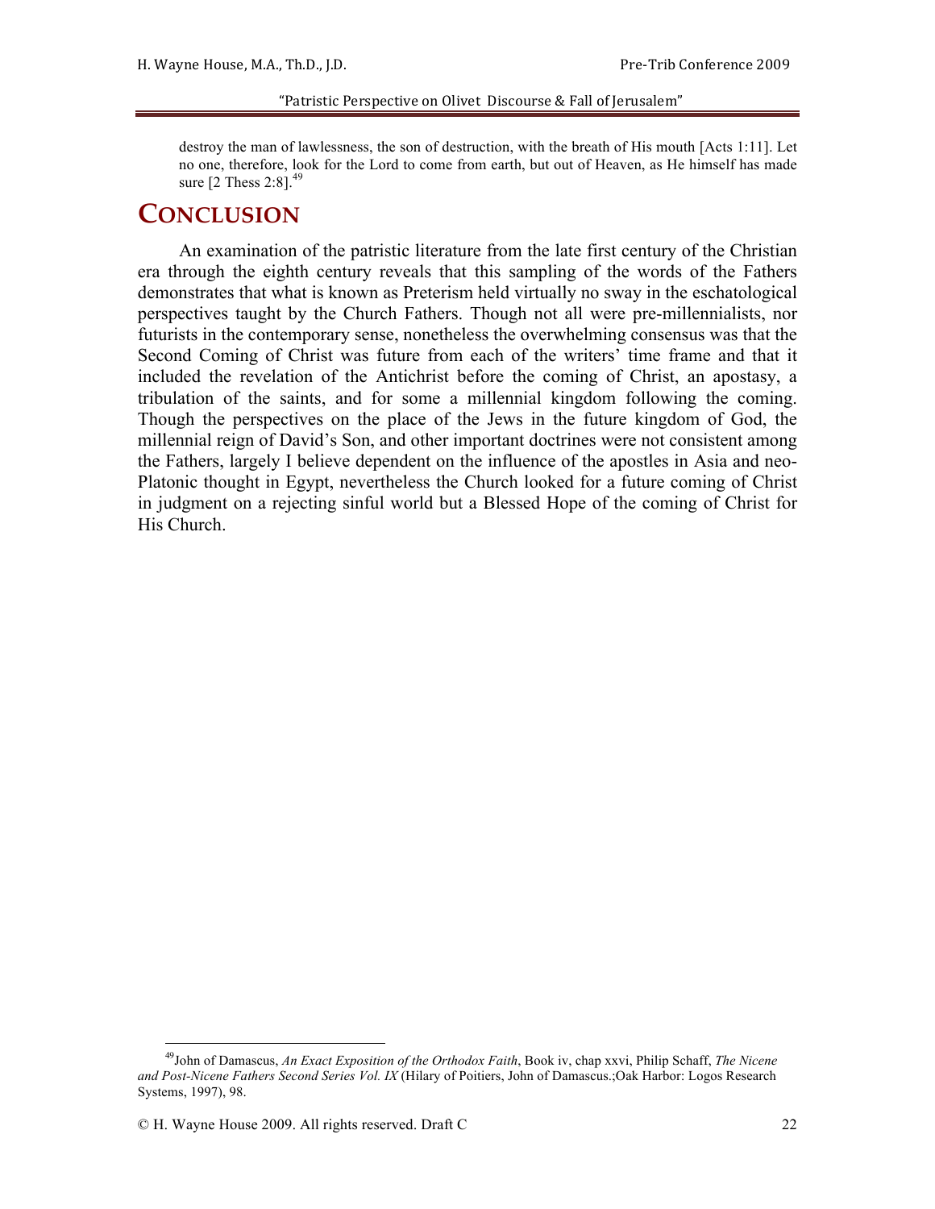destroy the man of lawlessness, the son of destruction, with the breath of His mouth [Acts 1:11]. Let no one, therefore, look for the Lord to come from earth, but out of Heaven, as He himself has made sure [2 Thess 2:8].[49]

# CONCLUSION

An examination of the patristic literature from the late first century of the Christian era through the eighth century reveals that this sampling of the words of the Fathers demonstrates that what is known as Preterism held virtually no sway in the eschatological perspectives taught by the Church Fathers. Though not all were pre-millennialists, nor futurists in the contemporary sense, nonetheless the overwhelming consensus was that the Second Coming of Christ was future from each of the writers' time frame and that it included the revelation of the Antichrist before the coming of Christ, an apostasy, a tribulation of the saints, and for some a millennial kingdom following the coming. Though the perspectives on the place of the Jews in the future kingdom of God, the millennial reign of David's Son, and other important doctrines were not consistent among the Fathers, largely I believe dependent on the influence of the apostles in Asia and neo-Platonic thought in Egypt, nevertheless the Church looked for a future coming of Christ in judgment on a rejecting sinful world but a Blessed Hope of the coming of Christ for His Church.

---

[49] John of Damascus, *An Exact Exposition of the Orthodox Faith*, Book iv, chap xxvi, Philip Schaff, *The Nicene and Post-Nicene Fathers Second Series Vol. IX* (Hilary of Poitiers, John of Damascus.;Oak Harbor: Logos Research Systems, 1997), 98.

© H. Wayne House 2009. All rights reserved. Draft C